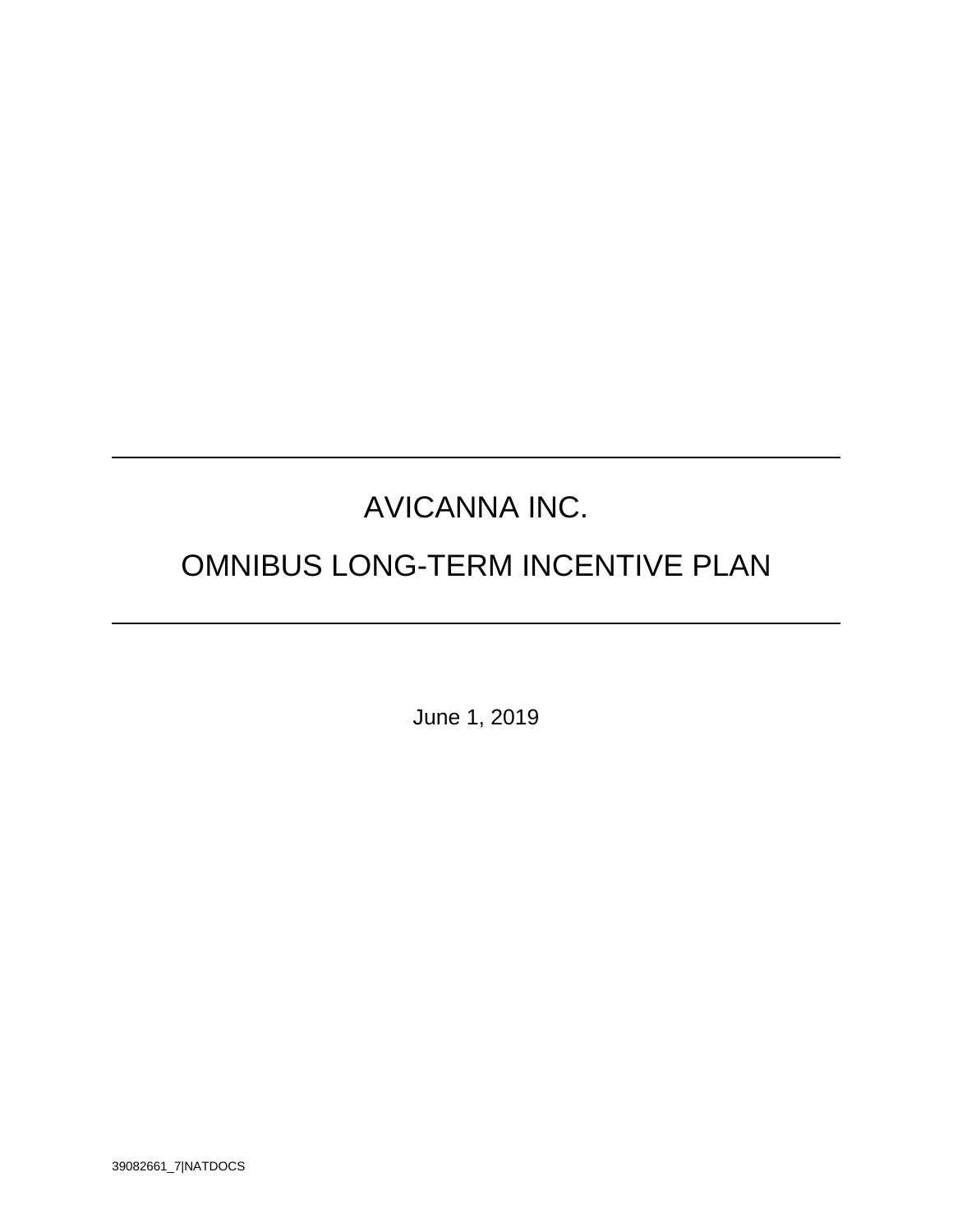# AVICANNA INC.

# OMNIBUS LONG-TERM INCENTIVE PLAN

June 1, 2019

39082661_7|NATDOCS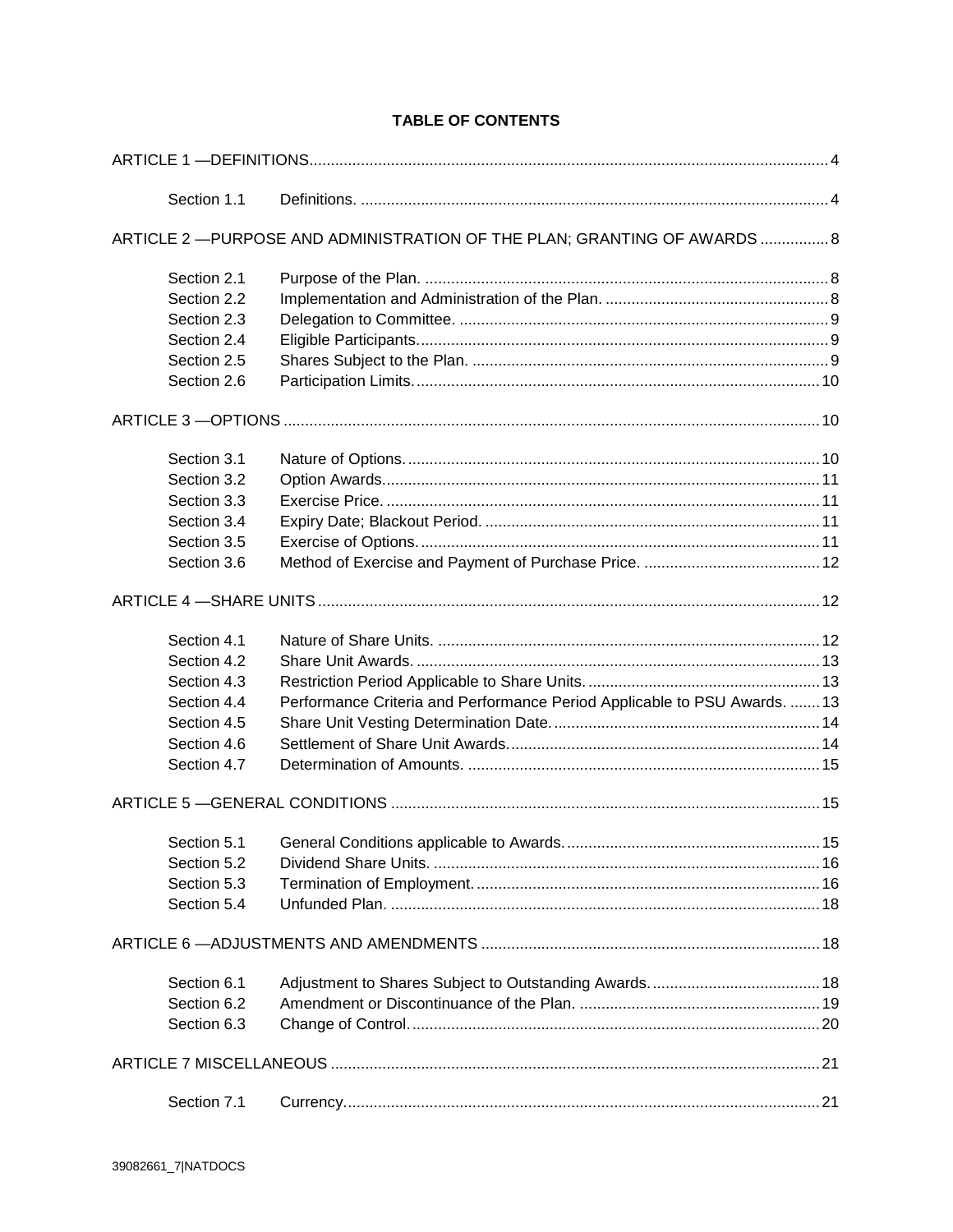**TABLE OF CONTENTS**

ARTICLE 1 —DEFINITIONS....................................................................................................................4

| | | |
|---|---|---|
| Section 1.1 | Definitions. | 4 |

ARTICLE 2 —PURPOSE AND ADMINISTRATION OF THE PLAN; GRANTING OF AWARDS ................8

| | | |
|---|---|---|
| Section 2.1 | Purpose of the Plan. | 8 |
| Section 2.2 | Implementation and Administration of the Plan. | 8 |
| Section 2.3 | Delegation to Committee. | 9 |
| Section 2.4 | Eligible Participants. | 9 |
| Section 2.5 | Shares Subject to the Plan. | 9 |
| Section 2.6 | Participation Limits. | 10 |

ARTICLE 3 —OPTIONS ........................................................................................................................10

| | | |
|---|---|---|
| Section 3.1 | Nature of Options. | 10 |
| Section 3.2 | Option Awards. | 11 |
| Section 3.3 | Exercise Price. | 11 |
| Section 3.4 | Expiry Date; Blackout Period. | 11 |
| Section 3.5 | Exercise of Options. | 11 |
| Section 3.6 | Method of Exercise and Payment of Purchase Price. | 12 |

ARTICLE 4 —SHARE UNITS ..................................................................................................................12

| | | |
|---|---|---|
| Section 4.1 | Nature of Share Units. | 12 |
| Section 4.2 | Share Unit Awards. | 13 |
| Section 4.3 | Restriction Period Applicable to Share Units. | 13 |
| Section 4.4 | Performance Criteria and Performance Period Applicable to PSU Awards. | 13 |
| Section 4.5 | Share Unit Vesting Determination Date. | 14 |
| Section 4.6 | Settlement of Share Unit Awards. | 14 |
| Section 4.7 | Determination of Amounts. | 15 |

ARTICLE 5 —GENERAL CONDITIONS ..................................................................................................15

| | | |
|---|---|---|
| Section 5.1 | General Conditions applicable to Awards. | 15 |
| Section 5.2 | Dividend Share Units. | 16 |
| Section 5.3 | Termination of Employment. | 16 |
| Section 5.4 | Unfunded Plan. | 18 |

ARTICLE 6 —ADJUSTMENTS AND AMENDMENTS ............................................................................18

| | | |
|---|---|---|
| Section 6.1 | Adjustment to Shares Subject to Outstanding Awards. | 18 |
| Section 6.2 | Amendment or Discontinuance of the Plan. | 19 |
| Section 6.3 | Change of Control. | 20 |

ARTICLE 7 MISCELLANEOUS ...............................................................................................................21

| | | |
|---|---|---|
| Section 7.1 | Currency. | 21 |

39082661_7|NATDOCS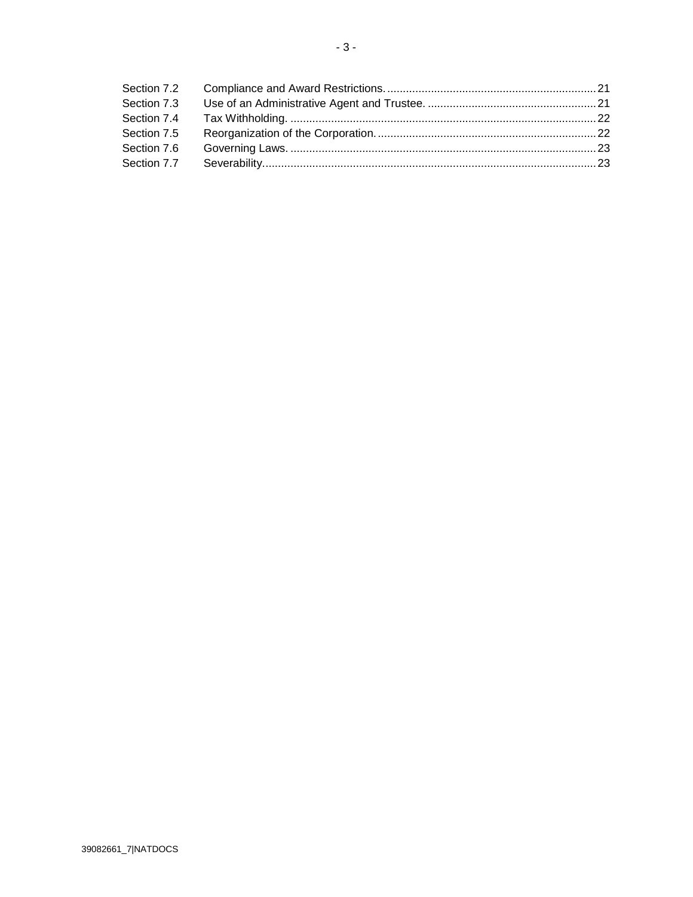| | | |
|---|---|---|
| Section 7.2 | Compliance and Award Restrictions. | 21 |
| Section 7.3 | Use of an Administrative Agent and Trustee. | 21 |
| Section 7.4 | Tax Withholding. | 22 |
| Section 7.5 | Reorganization of the Corporation. | 22 |
| Section 7.6 | Governing Laws. | 23 |
| Section 7.7 | Severability. | 23 |

39082661_7|NATDOCS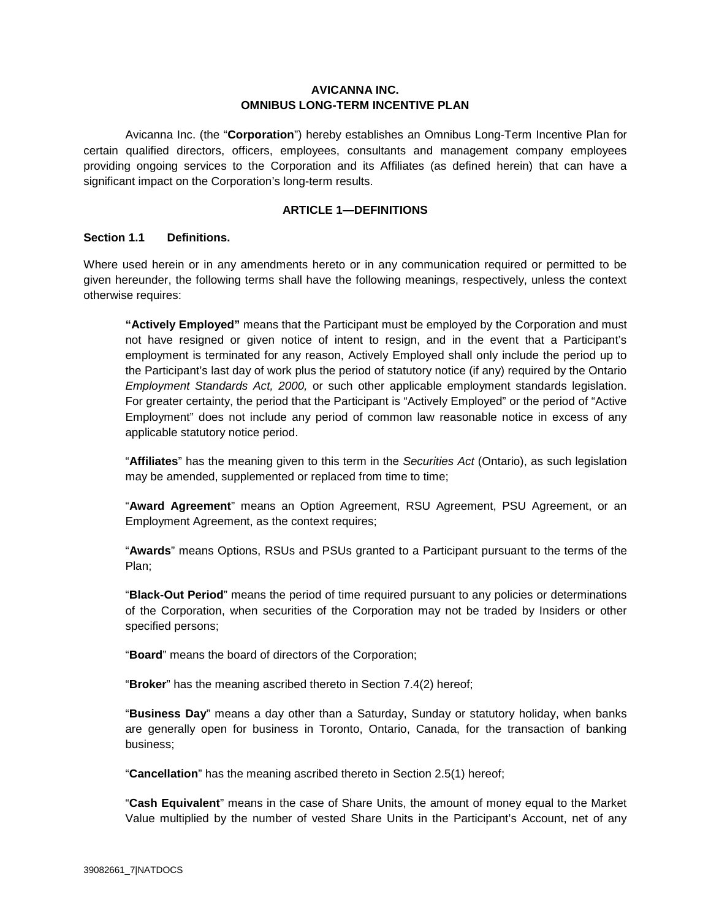**AVICANNA INC.**
**OMNIBUS LONG-TERM INCENTIVE PLAN**

Avicanna Inc. (the "**Corporation**") hereby establishes an Omnibus Long-Term Incentive Plan for certain qualified directors, officers, employees, consultants and management company employees providing ongoing services to the Corporation and its Affiliates (as defined herein) that can have a significant impact on the Corporation's long-term results.

## ARTICLE 1—DEFINITIONS

### Section 1.1 Definitions.

Where used herein or in any amendments hereto or in any communication required or permitted to be given hereunder, the following terms shall have the following meanings, respectively, unless the context otherwise requires:

**"Actively Employed"** means that the Participant must be employed by the Corporation and must not have resigned or given notice of intent to resign, and in the event that a Participant's employment is terminated for any reason, Actively Employed shall only include the period up to the Participant's last day of work plus the period of statutory notice (if any) required by the Ontario *Employment Standards Act, 2000,* or such other applicable employment standards legislation. For greater certainty, the period that the Participant is "Actively Employed" or the period of "Active Employment" does not include any period of common law reasonable notice in excess of any applicable statutory notice period.

"**Affiliates**" has the meaning given to this term in the *Securities Act* (Ontario), as such legislation may be amended, supplemented or replaced from time to time;

"**Award Agreement**" means an Option Agreement, RSU Agreement, PSU Agreement, or an Employment Agreement, as the context requires;

"**Awards**" means Options, RSUs and PSUs granted to a Participant pursuant to the terms of the Plan;

"**Black-Out Period**" means the period of time required pursuant to any policies or determinations of the Corporation, when securities of the Corporation may not be traded by Insiders or other specified persons;

"**Board**" means the board of directors of the Corporation;

"**Broker**" has the meaning ascribed thereto in Section 7.4(2) hereof;

"**Business Day**" means a day other than a Saturday, Sunday or statutory holiday, when banks are generally open for business in Toronto, Ontario, Canada, for the transaction of banking business;

"**Cancellation**" has the meaning ascribed thereto in Section 2.5(1) hereof;

"**Cash Equivalent**" means in the case of Share Units, the amount of money equal to the Market Value multiplied by the number of vested Share Units in the Participant's Account, net of any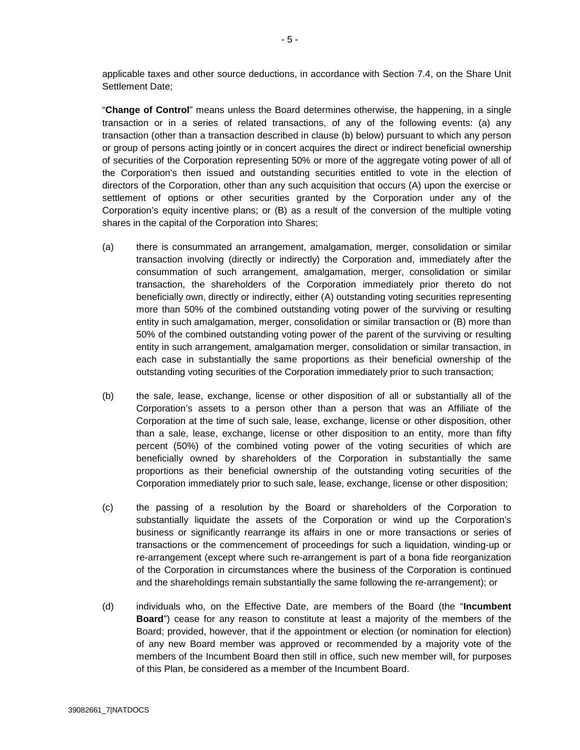applicable taxes and other source deductions, in accordance with Section 7.4, on the Share Unit Settlement Date;

"**Change of Control**" means unless the Board determines otherwise, the happening, in a single transaction or in a series of related transactions, of any of the following events: (a) any transaction (other than a transaction described in clause (b) below) pursuant to which any person or group of persons acting jointly or in concert acquires the direct or indirect beneficial ownership of securities of the Corporation representing 50% or more of the aggregate voting power of all of the Corporation's then issued and outstanding securities entitled to vote in the election of directors of the Corporation, other than any such acquisition that occurs (A) upon the exercise or settlement of options or other securities granted by the Corporation under any of the Corporation's equity incentive plans; or (B) as a result of the conversion of the multiple voting shares in the capital of the Corporation into Shares;

(a) there is consummated an arrangement, amalgamation, merger, consolidation or similar transaction involving (directly or indirectly) the Corporation and, immediately after the consummation of such arrangement, amalgamation, merger, consolidation or similar transaction, the shareholders of the Corporation immediately prior thereto do not beneficially own, directly or indirectly, either (A) outstanding voting securities representing more than 50% of the combined outstanding voting power of the surviving or resulting entity in such amalgamation, merger, consolidation or similar transaction or (B) more than 50% of the combined outstanding voting power of the parent of the surviving or resulting entity in such arrangement, amalgamation merger, consolidation or similar transaction, in each case in substantially the same proportions as their beneficial ownership of the outstanding voting securities of the Corporation immediately prior to such transaction;

(b) the sale, lease, exchange, license or other disposition of all or substantially all of the Corporation's assets to a person other than a person that was an Affiliate of the Corporation at the time of such sale, lease, exchange, license or other disposition, other than a sale, lease, exchange, license or other disposition to an entity, more than fifty percent (50%) of the combined voting power of the voting securities of which are beneficially owned by shareholders of the Corporation in substantially the same proportions as their beneficial ownership of the outstanding voting securities of the Corporation immediately prior to such sale, lease, exchange, license or other disposition;

(c) the passing of a resolution by the Board or shareholders of the Corporation to substantially liquidate the assets of the Corporation or wind up the Corporation's business or significantly rearrange its affairs in one or more transactions or series of transactions or the commencement of proceedings for such a liquidation, winding-up or re-arrangement (except where such re-arrangement is part of a bona fide reorganization of the Corporation in circumstances where the business of the Corporation is continued and the shareholdings remain substantially the same following the re-arrangement); or

(d) individuals who, on the Effective Date, are members of the Board (the "**Incumbent Board**") cease for any reason to constitute at least a majority of the members of the Board; provided, however, that if the appointment or election (or nomination for election) of any new Board member was approved or recommended by a majority vote of the members of the Incumbent Board then still in office, such new member will, for purposes of this Plan, be considered as a member of the Incumbent Board.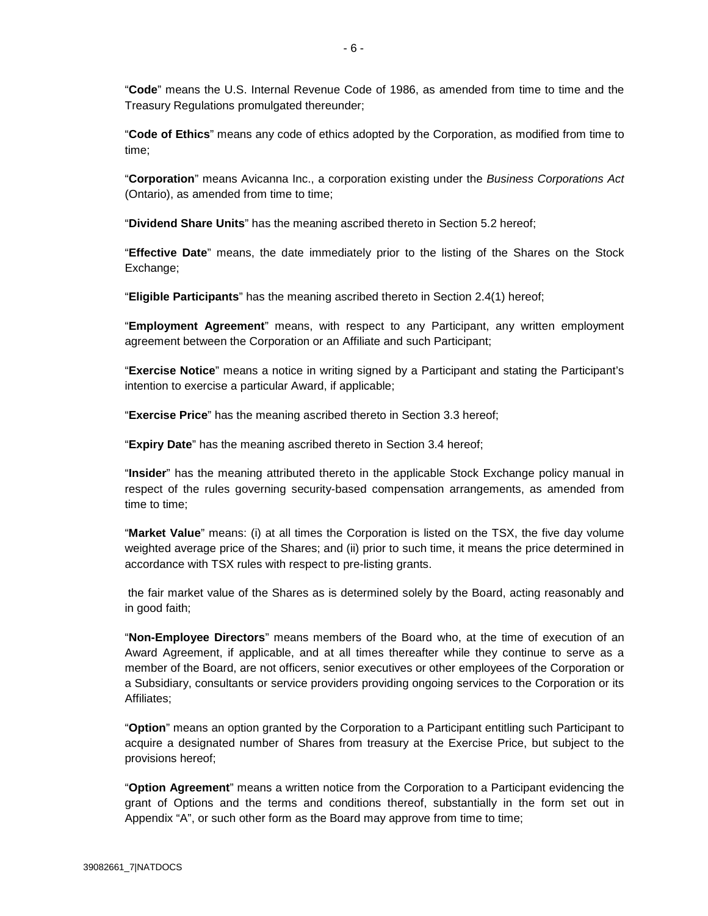"**Code**" means the U.S. Internal Revenue Code of 1986, as amended from time to time and the Treasury Regulations promulgated thereunder;

"**Code of Ethics**" means any code of ethics adopted by the Corporation, as modified from time to time;

"**Corporation**" means Avicanna Inc., a corporation existing under the *Business Corporations Act* (Ontario), as amended from time to time;

"**Dividend Share Units**" has the meaning ascribed thereto in Section 5.2 hereof;

"**Effective Date**" means, the date immediately prior to the listing of the Shares on the Stock Exchange;

"**Eligible Participants**" has the meaning ascribed thereto in Section 2.4(1) hereof;

"**Employment Agreement**" means, with respect to any Participant, any written employment agreement between the Corporation or an Affiliate and such Participant;

"**Exercise Notice**" means a notice in writing signed by a Participant and stating the Participant's intention to exercise a particular Award, if applicable;

"**Exercise Price**" has the meaning ascribed thereto in Section 3.3 hereof;

"**Expiry Date**" has the meaning ascribed thereto in Section 3.4 hereof;

"**Insider**" has the meaning attributed thereto in the applicable Stock Exchange policy manual in respect of the rules governing security-based compensation arrangements, as amended from time to time;

"**Market Value**" means: (i) at all times the Corporation is listed on the TSX, the five day volume weighted average price of the Shares; and (ii) prior to such time, it means the price determined in accordance with TSX rules with respect to pre-listing grants.

the fair market value of the Shares as is determined solely by the Board, acting reasonably and in good faith;

"**Non-Employee Directors**" means members of the Board who, at the time of execution of an Award Agreement, if applicable, and at all times thereafter while they continue to serve as a member of the Board, are not officers, senior executives or other employees of the Corporation or a Subsidiary, consultants or service providers providing ongoing services to the Corporation or its Affiliates;

"**Option**" means an option granted by the Corporation to a Participant entitling such Participant to acquire a designated number of Shares from treasury at the Exercise Price, but subject to the provisions hereof;

"**Option Agreement**" means a written notice from the Corporation to a Participant evidencing the grant of Options and the terms and conditions thereof, substantially in the form set out in Appendix "A", or such other form as the Board may approve from time to time;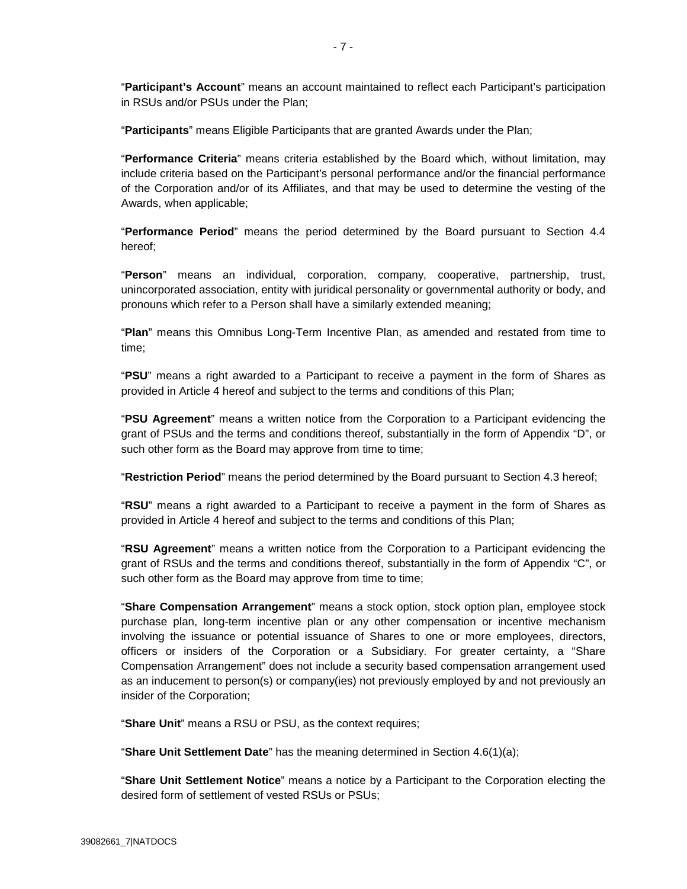"**Participant's Account**" means an account maintained to reflect each Participant's participation in RSUs and/or PSUs under the Plan;

"**Participants**" means Eligible Participants that are granted Awards under the Plan;

"**Performance Criteria**" means criteria established by the Board which, without limitation, may include criteria based on the Participant's personal performance and/or the financial performance of the Corporation and/or of its Affiliates, and that may be used to determine the vesting of the Awards, when applicable;

"**Performance Period**" means the period determined by the Board pursuant to Section 4.4 hereof;

"**Person**" means an individual, corporation, company, cooperative, partnership, trust, unincorporated association, entity with juridical personality or governmental authority or body, and pronouns which refer to a Person shall have a similarly extended meaning;

"**Plan**" means this Omnibus Long-Term Incentive Plan, as amended and restated from time to time;

"**PSU**" means a right awarded to a Participant to receive a payment in the form of Shares as provided in Article 4 hereof and subject to the terms and conditions of this Plan;

"**PSU Agreement**" means a written notice from the Corporation to a Participant evidencing the grant of PSUs and the terms and conditions thereof, substantially in the form of Appendix "D", or such other form as the Board may approve from time to time;

"**Restriction Period**" means the period determined by the Board pursuant to Section 4.3 hereof;

"**RSU**" means a right awarded to a Participant to receive a payment in the form of Shares as provided in Article 4 hereof and subject to the terms and conditions of this Plan;

"**RSU Agreement**" means a written notice from the Corporation to a Participant evidencing the grant of RSUs and the terms and conditions thereof, substantially in the form of Appendix "C", or such other form as the Board may approve from time to time;

"**Share Compensation Arrangement**" means a stock option, stock option plan, employee stock purchase plan, long-term incentive plan or any other compensation or incentive mechanism involving the issuance or potential issuance of Shares to one or more employees, directors, officers or insiders of the Corporation or a Subsidiary. For greater certainty, a "Share Compensation Arrangement" does not include a security based compensation arrangement used as an inducement to person(s) or company(ies) not previously employed by and not previously an insider of the Corporation;

"**Share Unit**" means a RSU or PSU, as the context requires;

"**Share Unit Settlement Date**" has the meaning determined in Section 4.6(1)(a);

"**Share Unit Settlement Notice**" means a notice by a Participant to the Corporation electing the desired form of settlement of vested RSUs or PSUs;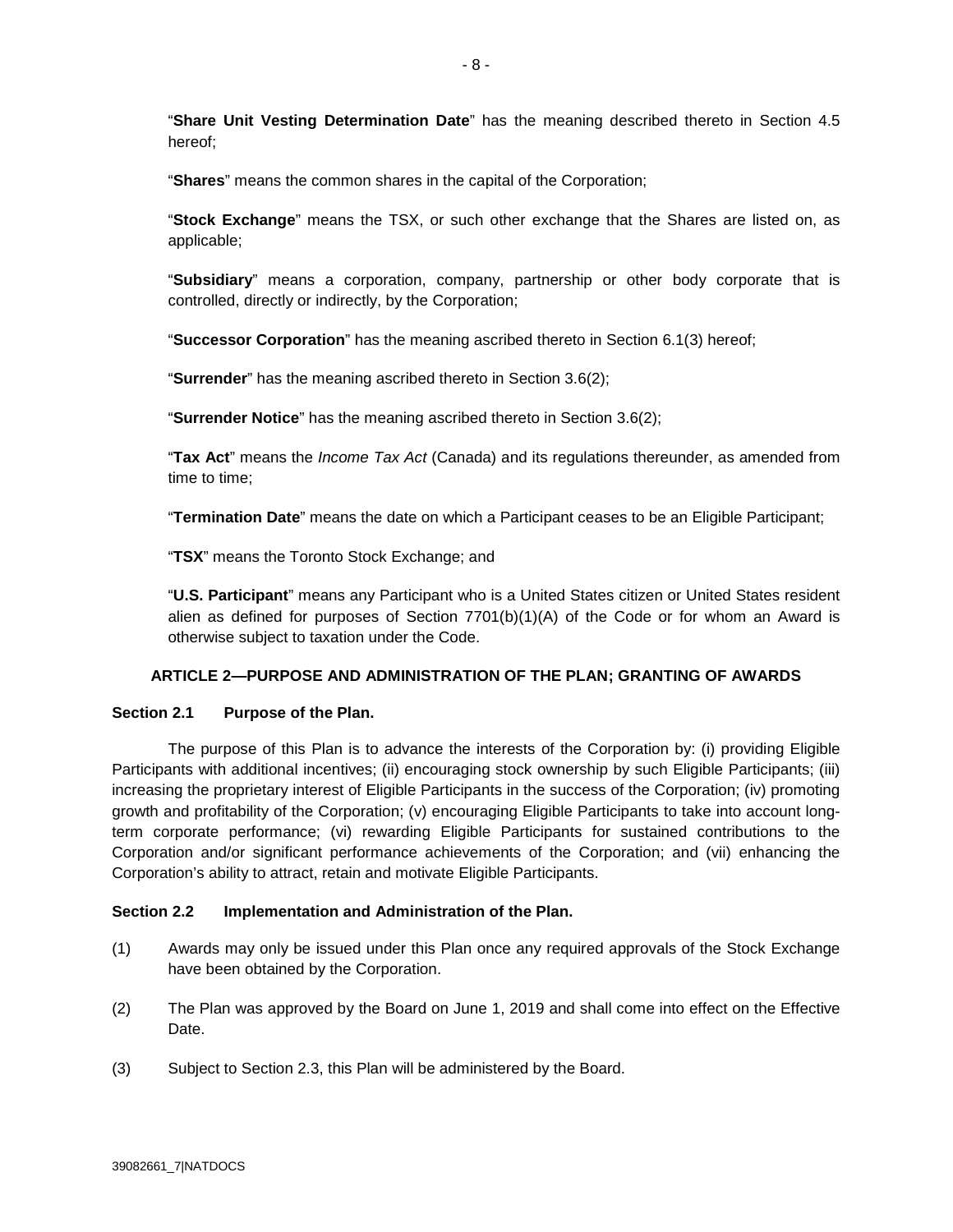"**Share Unit Vesting Determination Date**" has the meaning described thereto in Section 4.5 hereof;

"**Shares**" means the common shares in the capital of the Corporation;

"**Stock Exchange**" means the TSX, or such other exchange that the Shares are listed on, as applicable;

"**Subsidiary**" means a corporation, company, partnership or other body corporate that is controlled, directly or indirectly, by the Corporation;

"**Successor Corporation**" has the meaning ascribed thereto in Section 6.1(3) hereof;

"**Surrender**" has the meaning ascribed thereto in Section 3.6(2);

"**Surrender Notice**" has the meaning ascribed thereto in Section 3.6(2);

"**Tax Act**" means the *Income Tax Act* (Canada) and its regulations thereunder, as amended from time to time;

"**Termination Date**" means the date on which a Participant ceases to be an Eligible Participant;

"**TSX**" means the Toronto Stock Exchange; and

"**U.S. Participant**" means any Participant who is a United States citizen or United States resident alien as defined for purposes of Section 7701(b)(1)(A) of the Code or for whom an Award is otherwise subject to taxation under the Code.

## ARTICLE 2—PURPOSE AND ADMINISTRATION OF THE PLAN; GRANTING OF AWARDS

### Section 2.1 Purpose of the Plan.

The purpose of this Plan is to advance the interests of the Corporation by: (i) providing Eligible Participants with additional incentives; (ii) encouraging stock ownership by such Eligible Participants; (iii) increasing the proprietary interest of Eligible Participants in the success of the Corporation; (iv) promoting growth and profitability of the Corporation; (v) encouraging Eligible Participants to take into account long-term corporate performance; (vi) rewarding Eligible Participants for sustained contributions to the Corporation and/or significant performance achievements of the Corporation; and (vii) enhancing the Corporation's ability to attract, retain and motivate Eligible Participants.

### Section 2.2 Implementation and Administration of the Plan.

(1) Awards may only be issued under this Plan once any required approvals of the Stock Exchange have been obtained by the Corporation.

(2) The Plan was approved by the Board on June 1, 2019 and shall come into effect on the Effective Date.

(3) Subject to Section 2.3, this Plan will be administered by the Board.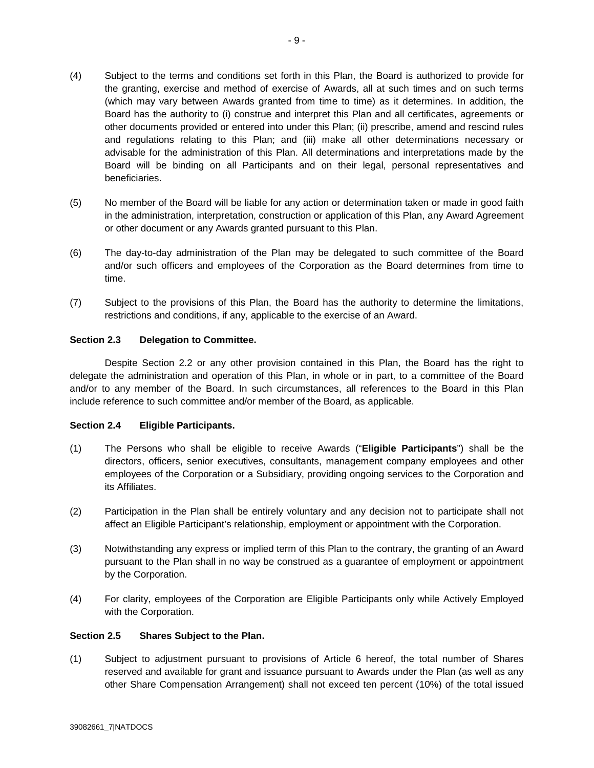(4) Subject to the terms and conditions set forth in this Plan, the Board is authorized to provide for the granting, exercise and method of exercise of Awards, all at such times and on such terms (which may vary between Awards granted from time to time) as it determines. In addition, the Board has the authority to (i) construe and interpret this Plan and all certificates, agreements or other documents provided or entered into under this Plan; (ii) prescribe, amend and rescind rules and regulations relating to this Plan; and (iii) make all other determinations necessary or advisable for the administration of this Plan. All determinations and interpretations made by the Board will be binding on all Participants and on their legal, personal representatives and beneficiaries.

(5) No member of the Board will be liable for any action or determination taken or made in good faith in the administration, interpretation, construction or application of this Plan, any Award Agreement or other document or any Awards granted pursuant to this Plan.

(6) The day-to-day administration of the Plan may be delegated to such committee of the Board and/or such officers and employees of the Corporation as the Board determines from time to time.

(7) Subject to the provisions of this Plan, the Board has the authority to determine the limitations, restrictions and conditions, if any, applicable to the exercise of an Award.

**Section 2.3 Delegation to Committee.**

Despite Section 2.2 or any other provision contained in this Plan, the Board has the right to delegate the administration and operation of this Plan, in whole or in part, to a committee of the Board and/or to any member of the Board. In such circumstances, all references to the Board in this Plan include reference to such committee and/or member of the Board, as applicable.

**Section 2.4 Eligible Participants.**

(1) The Persons who shall be eligible to receive Awards ("**Eligible Participants**") shall be the directors, officers, senior executives, consultants, management company employees and other employees of the Corporation or a Subsidiary, providing ongoing services to the Corporation and its Affiliates.

(2) Participation in the Plan shall be entirely voluntary and any decision not to participate shall not affect an Eligible Participant's relationship, employment or appointment with the Corporation.

(3) Notwithstanding any express or implied term of this Plan to the contrary, the granting of an Award pursuant to the Plan shall in no way be construed as a guarantee of employment or appointment by the Corporation.

(4) For clarity, employees of the Corporation are Eligible Participants only while Actively Employed with the Corporation.

**Section 2.5 Shares Subject to the Plan.**

(1) Subject to adjustment pursuant to provisions of Article 6 hereof, the total number of Shares reserved and available for grant and issuance pursuant to Awards under the Plan (as well as any other Share Compensation Arrangement) shall not exceed ten percent (10%) of the total issued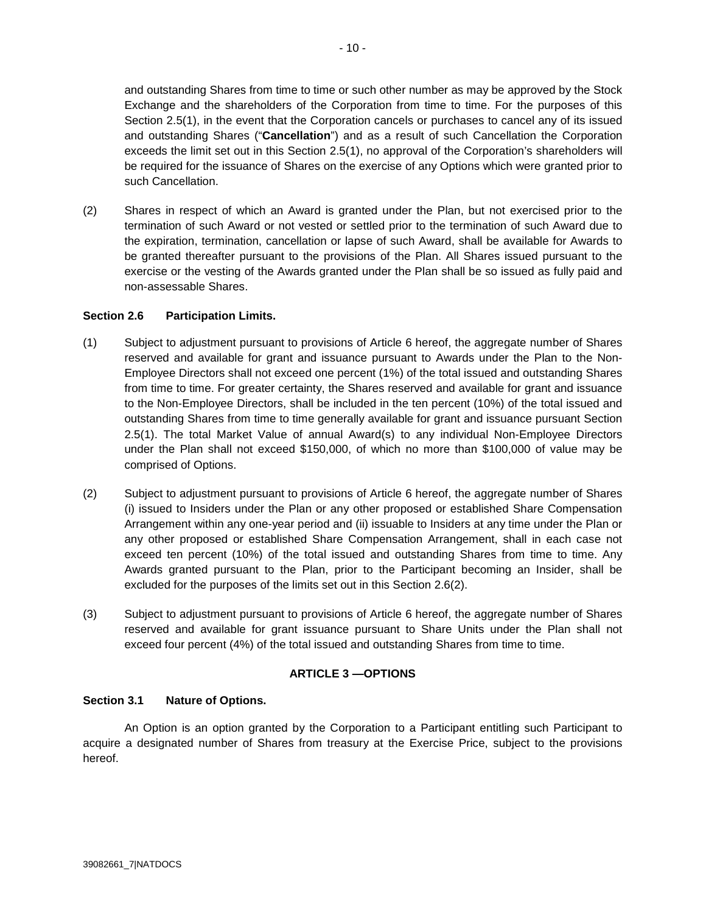and outstanding Shares from time to time or such other number as may be approved by the Stock Exchange and the shareholders of the Corporation from time to time. For the purposes of this Section 2.5(1), in the event that the Corporation cancels or purchases to cancel any of its issued and outstanding Shares ("**Cancellation**") and as a result of such Cancellation the Corporation exceeds the limit set out in this Section 2.5(1), no approval of the Corporation's shareholders will be required for the issuance of Shares on the exercise of any Options which were granted prior to such Cancellation.

(2) Shares in respect of which an Award is granted under the Plan, but not exercised prior to the termination of such Award or not vested or settled prior to the termination of such Award due to the expiration, termination, cancellation or lapse of such Award, shall be available for Awards to be granted thereafter pursuant to the provisions of the Plan. All Shares issued pursuant to the exercise or the vesting of the Awards granted under the Plan shall be so issued as fully paid and non-assessable Shares.

**Section 2.6 Participation Limits.**

(1) Subject to adjustment pursuant to provisions of Article 6 hereof, the aggregate number of Shares reserved and available for grant and issuance pursuant to Awards under the Plan to the Non-Employee Directors shall not exceed one percent (1%) of the total issued and outstanding Shares from time to time. For greater certainty, the Shares reserved and available for grant and issuance to the Non-Employee Directors, shall be included in the ten percent (10%) of the total issued and outstanding Shares from time to time generally available for grant and issuance pursuant Section 2.5(1). The total Market Value of annual Award(s) to any individual Non-Employee Directors under the Plan shall not exceed $150,000, of which no more than $100,000 of value may be comprised of Options.

(2) Subject to adjustment pursuant to provisions of Article 6 hereof, the aggregate number of Shares (i) issued to Insiders under the Plan or any other proposed or established Share Compensation Arrangement within any one-year period and (ii) issuable to Insiders at any time under the Plan or any other proposed or established Share Compensation Arrangement, shall in each case not exceed ten percent (10%) of the total issued and outstanding Shares from time to time. Any Awards granted pursuant to the Plan, prior to the Participant becoming an Insider, shall be excluded for the purposes of the limits set out in this Section 2.6(2).

(3) Subject to adjustment pursuant to provisions of Article 6 hereof, the aggregate number of Shares reserved and available for grant issuance pursuant to Share Units under the Plan shall not exceed four percent (4%) of the total issued and outstanding Shares from time to time.

## ARTICLE 3 —OPTIONS

**Section 3.1 Nature of Options.**

An Option is an option granted by the Corporation to a Participant entitling such Participant to acquire a designated number of Shares from treasury at the Exercise Price, subject to the provisions hereof.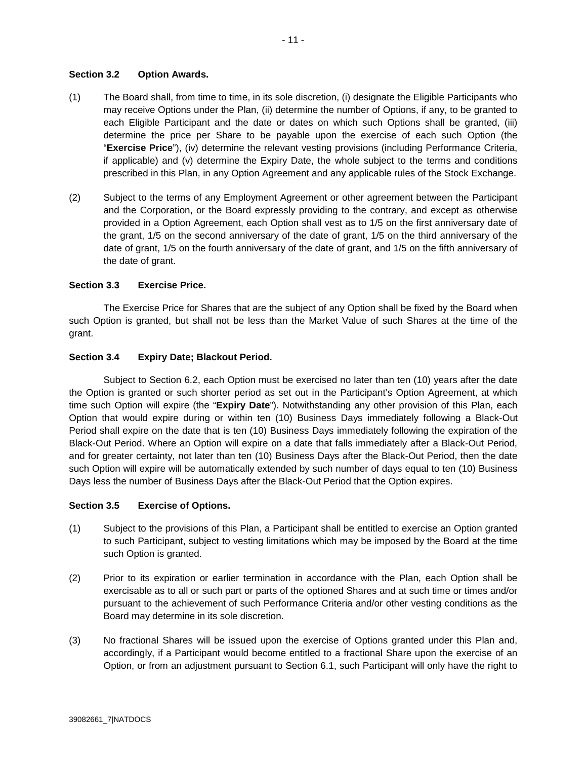**Section 3.2 Option Awards.**

(1) The Board shall, from time to time, in its sole discretion, (i) designate the Eligible Participants who may receive Options under the Plan, (ii) determine the number of Options, if any, to be granted to each Eligible Participant and the date or dates on which such Options shall be granted, (iii) determine the price per Share to be payable upon the exercise of each such Option (the "**Exercise Price**"), (iv) determine the relevant vesting provisions (including Performance Criteria, if applicable) and (v) determine the Expiry Date, the whole subject to the terms and conditions prescribed in this Plan, in any Option Agreement and any applicable rules of the Stock Exchange.

(2) Subject to the terms of any Employment Agreement or other agreement between the Participant and the Corporation, or the Board expressly providing to the contrary, and except as otherwise provided in a Option Agreement, each Option shall vest as to 1/5 on the first anniversary date of the grant, 1/5 on the second anniversary of the date of grant, 1/5 on the third anniversary of the date of grant, 1/5 on the fourth anniversary of the date of grant, and 1/5 on the fifth anniversary of the date of grant.

**Section 3.3 Exercise Price.**

The Exercise Price for Shares that are the subject of any Option shall be fixed by the Board when such Option is granted, but shall not be less than the Market Value of such Shares at the time of the grant.

**Section 3.4 Expiry Date; Blackout Period.**

Subject to Section 6.2, each Option must be exercised no later than ten (10) years after the date the Option is granted or such shorter period as set out in the Participant's Option Agreement, at which time such Option will expire (the "**Expiry Date**"). Notwithstanding any other provision of this Plan, each Option that would expire during or within ten (10) Business Days immediately following a Black-Out Period shall expire on the date that is ten (10) Business Days immediately following the expiration of the Black-Out Period. Where an Option will expire on a date that falls immediately after a Black-Out Period, and for greater certainty, not later than ten (10) Business Days after the Black-Out Period, then the date such Option will expire will be automatically extended by such number of days equal to ten (10) Business Days less the number of Business Days after the Black-Out Period that the Option expires.

**Section 3.5 Exercise of Options.**

(1) Subject to the provisions of this Plan, a Participant shall be entitled to exercise an Option granted to such Participant, subject to vesting limitations which may be imposed by the Board at the time such Option is granted.

(2) Prior to its expiration or earlier termination in accordance with the Plan, each Option shall be exercisable as to all or such part or parts of the optioned Shares and at such time or times and/or pursuant to the achievement of such Performance Criteria and/or other vesting conditions as the Board may determine in its sole discretion.

(3) No fractional Shares will be issued upon the exercise of Options granted under this Plan and, accordingly, if a Participant would become entitled to a fractional Share upon the exercise of an Option, or from an adjustment pursuant to Section 6.1, such Participant will only have the right to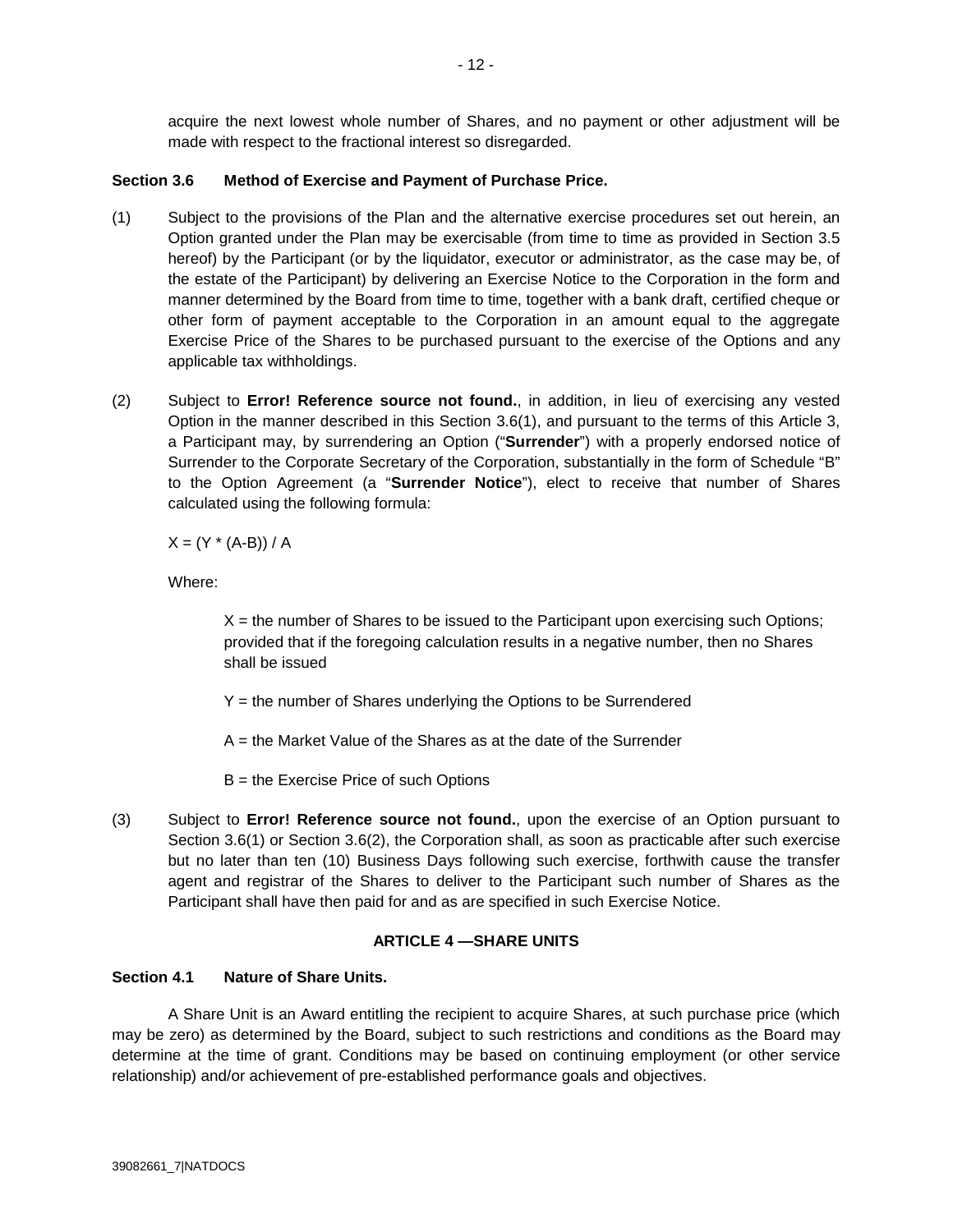acquire the next lowest whole number of Shares, and no payment or other adjustment will be made with respect to the fractional interest so disregarded.

**Section 3.6 Method of Exercise and Payment of Purchase Price.**

(1) Subject to the provisions of the Plan and the alternative exercise procedures set out herein, an Option granted under the Plan may be exercisable (from time to time as provided in Section 3.5 hereof) by the Participant (or by the liquidator, executor or administrator, as the case may be, of the estate of the Participant) by delivering an Exercise Notice to the Corporation in the form and manner determined by the Board from time to time, together with a bank draft, certified cheque or other form of payment acceptable to the Corporation in an amount equal to the aggregate Exercise Price of the Shares to be purchased pursuant to the exercise of the Options and any applicable tax withholdings.

(2) Subject to **Error! Reference source not found.**, in addition, in lieu of exercising any vested Option in the manner described in this Section 3.6(1), and pursuant to the terms of this Article 3, a Participant may, by surrendering an Option ("**Surrender**") with a properly endorsed notice of Surrender to the Corporate Secretary of the Corporation, substantially in the form of Schedule "B" to the Option Agreement (a "**Surrender Notice**"), elect to receive that number of Shares calculated using the following formula:

$X = (Y * (A-B)) / A$

Where:

> $X$ = the number of Shares to be issued to the Participant upon exercising such Options; provided that if the foregoing calculation results in a negative number, then no Shares shall be issued
>
> $Y$ = the number of Shares underlying the Options to be Surrendered
>
> $A$ = the Market Value of the Shares as at the date of the Surrender
>
> $B$ = the Exercise Price of such Options

(3) Subject to **Error! Reference source not found.**, upon the exercise of an Option pursuant to Section 3.6(1) or Section 3.6(2), the Corporation shall, as soon as practicable after such exercise but no later than ten (10) Business Days following such exercise, forthwith cause the transfer agent and registrar of the Shares to deliver to the Participant such number of Shares as the Participant shall have then paid for and as are specified in such Exercise Notice.

## ARTICLE 4 —SHARE UNITS

**Section 4.1 Nature of Share Units.**

A Share Unit is an Award entitling the recipient to acquire Shares, at such purchase price (which may be zero) as determined by the Board, subject to such restrictions and conditions as the Board may determine at the time of grant. Conditions may be based on continuing employment (or other service relationship) and/or achievement of pre-established performance goals and objectives.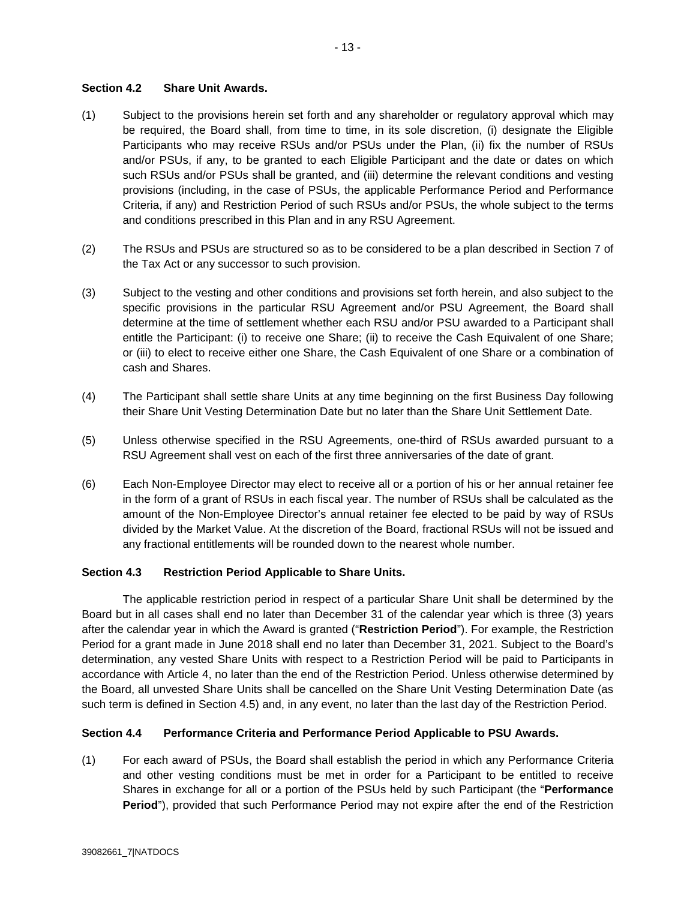#### Section 4.2 Share Unit Awards.

(1) Subject to the provisions herein set forth and any shareholder or regulatory approval which may be required, the Board shall, from time to time, in its sole discretion, (i) designate the Eligible Participants who may receive RSUs and/or PSUs under the Plan, (ii) fix the number of RSUs and/or PSUs, if any, to be granted to each Eligible Participant and the date or dates on which such RSUs and/or PSUs shall be granted, and (iii) determine the relevant conditions and vesting provisions (including, in the case of PSUs, the applicable Performance Period and Performance Criteria, if any) and Restriction Period of such RSUs and/or PSUs, the whole subject to the terms and conditions prescribed in this Plan and in any RSU Agreement.

(2) The RSUs and PSUs are structured so as to be considered to be a plan described in Section 7 of the Tax Act or any successor to such provision.

(3) Subject to the vesting and other conditions and provisions set forth herein, and also subject to the specific provisions in the particular RSU Agreement and/or PSU Agreement, the Board shall determine at the time of settlement whether each RSU and/or PSU awarded to a Participant shall entitle the Participant: (i) to receive one Share; (ii) to receive the Cash Equivalent of one Share; or (iii) to elect to receive either one Share, the Cash Equivalent of one Share or a combination of cash and Shares.

(4) The Participant shall settle share Units at any time beginning on the first Business Day following their Share Unit Vesting Determination Date but no later than the Share Unit Settlement Date.

(5) Unless otherwise specified in the RSU Agreements, one-third of RSUs awarded pursuant to a RSU Agreement shall vest on each of the first three anniversaries of the date of grant.

(6) Each Non-Employee Director may elect to receive all or a portion of his or her annual retainer fee in the form of a grant of RSUs in each fiscal year. The number of RSUs shall be calculated as the amount of the Non-Employee Director's annual retainer fee elected to be paid by way of RSUs divided by the Market Value. At the discretion of the Board, fractional RSUs will not be issued and any fractional entitlements will be rounded down to the nearest whole number.

#### Section 4.3 Restriction Period Applicable to Share Units.

The applicable restriction period in respect of a particular Share Unit shall be determined by the Board but in all cases shall end no later than December 31 of the calendar year which is three (3) years after the calendar year in which the Award is granted ("**Restriction Period**"). For example, the Restriction Period for a grant made in June 2018 shall end no later than December 31, 2021. Subject to the Board's determination, any vested Share Units with respect to a Restriction Period will be paid to Participants in accordance with Article 4, no later than the end of the Restriction Period. Unless otherwise determined by the Board, all unvested Share Units shall be cancelled on the Share Unit Vesting Determination Date (as such term is defined in Section 4.5) and, in any event, no later than the last day of the Restriction Period.

#### Section 4.4 Performance Criteria and Performance Period Applicable to PSU Awards.

(1) For each award of PSUs, the Board shall establish the period in which any Performance Criteria and other vesting conditions must be met in order for a Participant to be entitled to receive Shares in exchange for all or a portion of the PSUs held by such Participant (the "**Performance Period**"), provided that such Performance Period may not expire after the end of the Restriction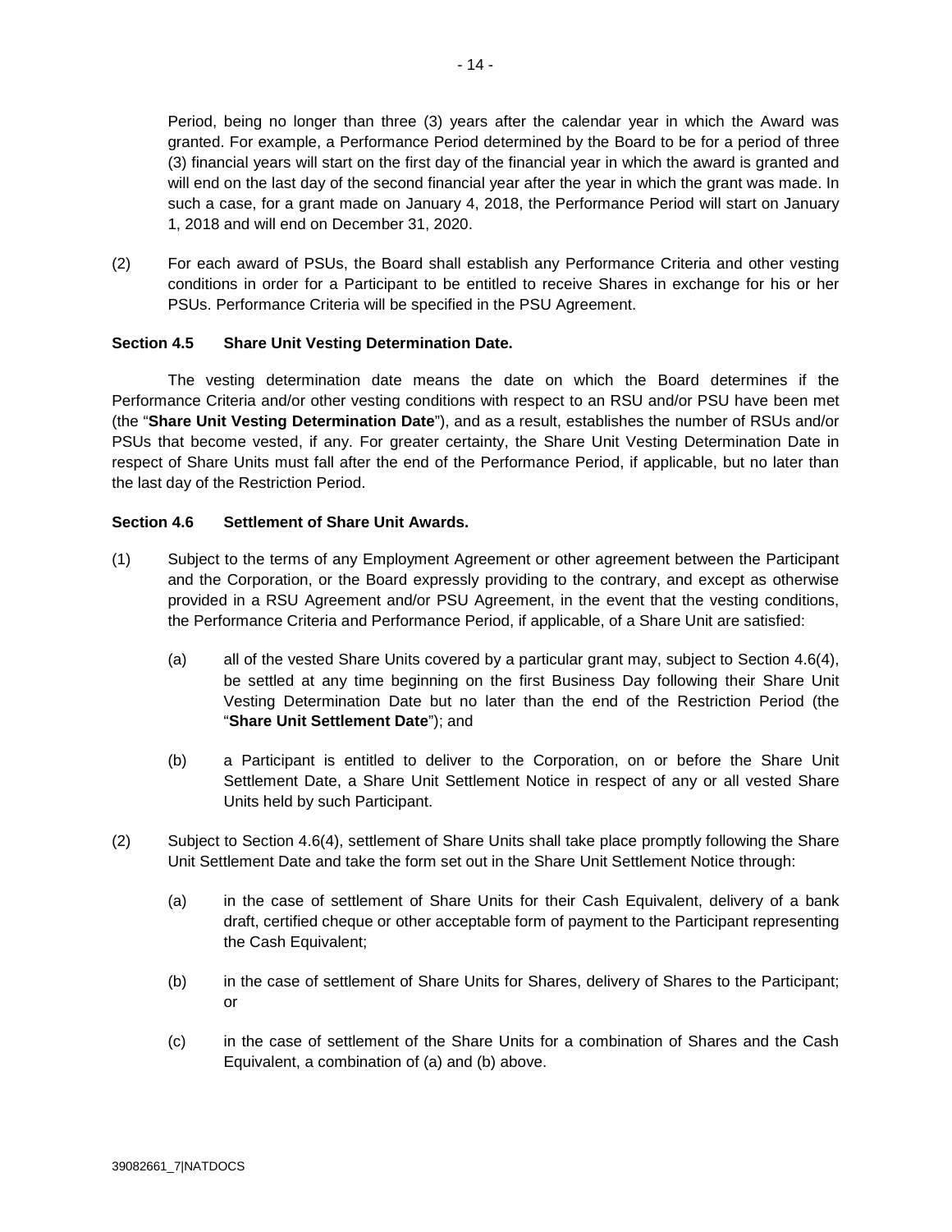Period, being no longer than three (3) years after the calendar year in which the Award was granted. For example, a Performance Period determined by the Board to be for a period of three (3) financial years will start on the first day of the financial year in which the award is granted and will end on the last day of the second financial year after the year in which the grant was made. In such a case, for a grant made on January 4, 2018, the Performance Period will start on January 1, 2018 and will end on December 31, 2020.

(2) For each award of PSUs, the Board shall establish any Performance Criteria and other vesting conditions in order for a Participant to be entitled to receive Shares in exchange for his or her PSUs. Performance Criteria will be specified in the PSU Agreement.

**Section 4.5 Share Unit Vesting Determination Date.**

The vesting determination date means the date on which the Board determines if the Performance Criteria and/or other vesting conditions with respect to an RSU and/or PSU have been met (the "**Share Unit Vesting Determination Date**"), and as a result, establishes the number of RSUs and/or PSUs that become vested, if any. For greater certainty, the Share Unit Vesting Determination Date in respect of Share Units must fall after the end of the Performance Period, if applicable, but no later than the last day of the Restriction Period.

**Section 4.6 Settlement of Share Unit Awards.**

(1) Subject to the terms of any Employment Agreement or other agreement between the Participant and the Corporation, or the Board expressly providing to the contrary, and except as otherwise provided in a RSU Agreement and/or PSU Agreement, in the event that the vesting conditions, the Performance Criteria and Performance Period, if applicable, of a Share Unit are satisfied:

(a) all of the vested Share Units covered by a particular grant may, subject to Section 4.6(4), be settled at any time beginning on the first Business Day following their Share Unit Vesting Determination Date but no later than the end of the Restriction Period (the "**Share Unit Settlement Date**"); and

(b) a Participant is entitled to deliver to the Corporation, on or before the Share Unit Settlement Date, a Share Unit Settlement Notice in respect of any or all vested Share Units held by such Participant.

(2) Subject to Section 4.6(4), settlement of Share Units shall take place promptly following the Share Unit Settlement Date and take the form set out in the Share Unit Settlement Notice through:

(a) in the case of settlement of Share Units for their Cash Equivalent, delivery of a bank draft, certified cheque or other acceptable form of payment to the Participant representing the Cash Equivalent;

(b) in the case of settlement of Share Units for Shares, delivery of Shares to the Participant; or

(c) in the case of settlement of the Share Units for a combination of Shares and the Cash Equivalent, a combination of (a) and (b) above.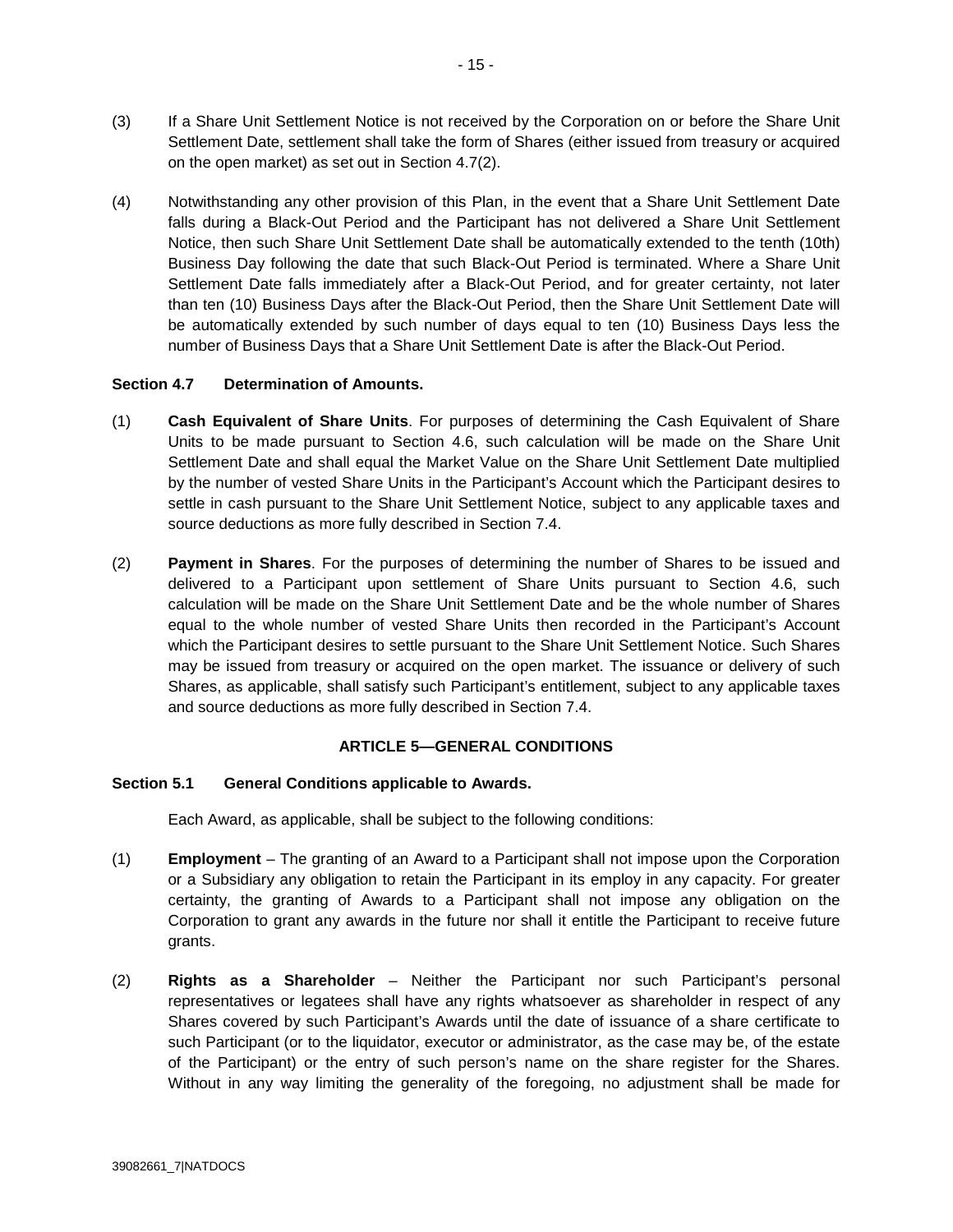(3) If a Share Unit Settlement Notice is not received by the Corporation on or before the Share Unit Settlement Date, settlement shall take the form of Shares (either issued from treasury or acquired on the open market) as set out in Section 4.7(2).

(4) Notwithstanding any other provision of this Plan, in the event that a Share Unit Settlement Date falls during a Black-Out Period and the Participant has not delivered a Share Unit Settlement Notice, then such Share Unit Settlement Date shall be automatically extended to the tenth (10th) Business Day following the date that such Black-Out Period is terminated. Where a Share Unit Settlement Date falls immediately after a Black-Out Period, and for greater certainty, not later than ten (10) Business Days after the Black-Out Period, then the Share Unit Settlement Date will be automatically extended by such number of days equal to ten (10) Business Days less the number of Business Days that a Share Unit Settlement Date is after the Black-Out Period.

**Section 4.7 Determination of Amounts.**

(1) **Cash Equivalent of Share Units**. For purposes of determining the Cash Equivalent of Share Units to be made pursuant to Section 4.6, such calculation will be made on the Share Unit Settlement Date and shall equal the Market Value on the Share Unit Settlement Date multiplied by the number of vested Share Units in the Participant's Account which the Participant desires to settle in cash pursuant to the Share Unit Settlement Notice, subject to any applicable taxes and source deductions as more fully described in Section 7.4.

(2) **Payment in Shares**. For the purposes of determining the number of Shares to be issued and delivered to a Participant upon settlement of Share Units pursuant to Section 4.6, such calculation will be made on the Share Unit Settlement Date and be the whole number of Shares equal to the whole number of vested Share Units then recorded in the Participant's Account which the Participant desires to settle pursuant to the Share Unit Settlement Notice. Such Shares may be issued from treasury or acquired on the open market. The issuance or delivery of such Shares, as applicable, shall satisfy such Participant's entitlement, subject to any applicable taxes and source deductions as more fully described in Section 7.4.

## ARTICLE 5—GENERAL CONDITIONS

**Section 5.1 General Conditions applicable to Awards.**

Each Award, as applicable, shall be subject to the following conditions:

(1) **Employment** – The granting of an Award to a Participant shall not impose upon the Corporation or a Subsidiary any obligation to retain the Participant in its employ in any capacity. For greater certainty, the granting of Awards to a Participant shall not impose any obligation on the Corporation to grant any awards in the future nor shall it entitle the Participant to receive future grants.

(2) **Rights as a Shareholder** – Neither the Participant nor such Participant's personal representatives or legatees shall have any rights whatsoever as shareholder in respect of any Shares covered by such Participant's Awards until the date of issuance of a share certificate to such Participant (or to the liquidator, executor or administrator, as the case may be, of the estate of the Participant) or the entry of such person's name on the share register for the Shares. Without in any way limiting the generality of the foregoing, no adjustment shall be made for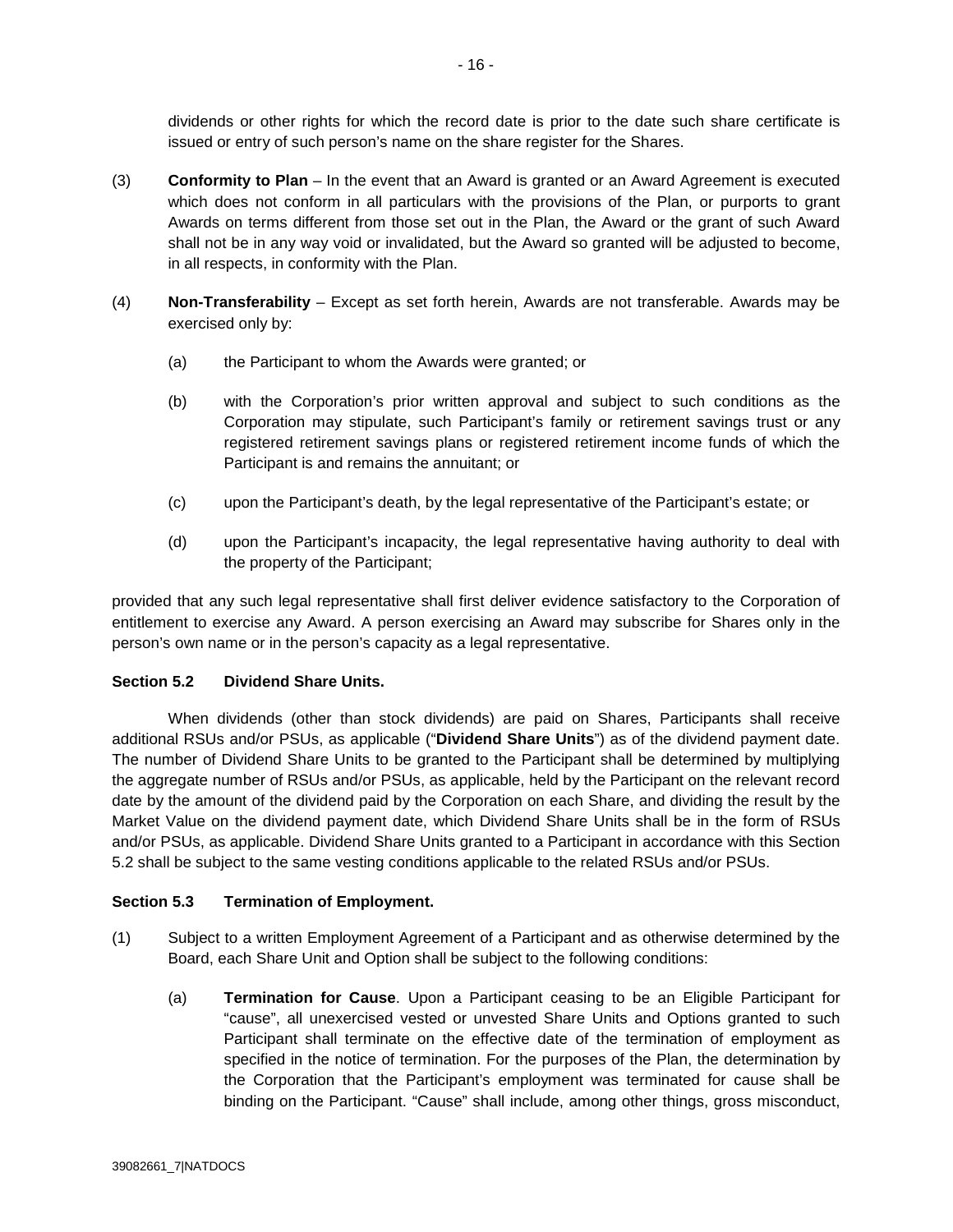dividends or other rights for which the record date is prior to the date such share certificate is issued or entry of such person's name on the share register for the Shares.

(3) **Conformity to Plan** – In the event that an Award is granted or an Award Agreement is executed which does not conform in all particulars with the provisions of the Plan, or purports to grant Awards on terms different from those set out in the Plan, the Award or the grant of such Award shall not be in any way void or invalidated, but the Award so granted will be adjusted to become, in all respects, in conformity with the Plan.

(4) **Non-Transferability** – Except as set forth herein, Awards are not transferable. Awards may be exercised only by:

(a) the Participant to whom the Awards were granted; or

(b) with the Corporation's prior written approval and subject to such conditions as the Corporation may stipulate, such Participant's family or retirement savings trust or any registered retirement savings plans or registered retirement income funds of which the Participant is and remains the annuitant; or

(c) upon the Participant's death, by the legal representative of the Participant's estate; or

(d) upon the Participant's incapacity, the legal representative having authority to deal with the property of the Participant;

provided that any such legal representative shall first deliver evidence satisfactory to the Corporation of entitlement to exercise any Award. A person exercising an Award may subscribe for Shares only in the person's own name or in the person's capacity as a legal representative.

**Section 5.2 Dividend Share Units.**

When dividends (other than stock dividends) are paid on Shares, Participants shall receive additional RSUs and/or PSUs, as applicable ("**Dividend Share Units**") as of the dividend payment date. The number of Dividend Share Units to be granted to the Participant shall be determined by multiplying the aggregate number of RSUs and/or PSUs, as applicable, held by the Participant on the relevant record date by the amount of the dividend paid by the Corporation on each Share, and dividing the result by the Market Value on the dividend payment date, which Dividend Share Units shall be in the form of RSUs and/or PSUs, as applicable. Dividend Share Units granted to a Participant in accordance with this Section 5.2 shall be subject to the same vesting conditions applicable to the related RSUs and/or PSUs.

**Section 5.3 Termination of Employment.**

(1) Subject to a written Employment Agreement of a Participant and as otherwise determined by the Board, each Share Unit and Option shall be subject to the following conditions:

(a) **Termination for Cause**. Upon a Participant ceasing to be an Eligible Participant for "cause", all unexercised vested or unvested Share Units and Options granted to such Participant shall terminate on the effective date of the termination of employment as specified in the notice of termination. For the purposes of the Plan, the determination by the Corporation that the Participant's employment was terminated for cause shall be binding on the Participant. "Cause" shall include, among other things, gross misconduct,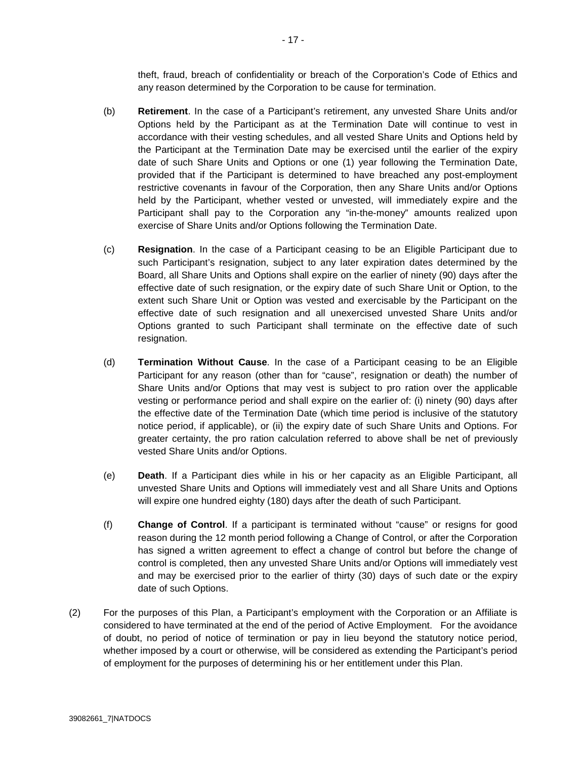theft, fraud, breach of confidentiality or breach of the Corporation's Code of Ethics and any reason determined by the Corporation to be cause for termination.

(b) **Retirement**. In the case of a Participant's retirement, any unvested Share Units and/or Options held by the Participant as at the Termination Date will continue to vest in accordance with their vesting schedules, and all vested Share Units and Options held by the Participant at the Termination Date may be exercised until the earlier of the expiry date of such Share Units and Options or one (1) year following the Termination Date, provided that if the Participant is determined to have breached any post-employment restrictive covenants in favour of the Corporation, then any Share Units and/or Options held by the Participant, whether vested or unvested, will immediately expire and the Participant shall pay to the Corporation any "in-the-money" amounts realized upon exercise of Share Units and/or Options following the Termination Date.

(c) **Resignation**. In the case of a Participant ceasing to be an Eligible Participant due to such Participant's resignation, subject to any later expiration dates determined by the Board, all Share Units and Options shall expire on the earlier of ninety (90) days after the effective date of such resignation, or the expiry date of such Share Unit or Option, to the extent such Share Unit or Option was vested and exercisable by the Participant on the effective date of such resignation and all unexercised unvested Share Units and/or Options granted to such Participant shall terminate on the effective date of such resignation.

(d) **Termination Without Cause**. In the case of a Participant ceasing to be an Eligible Participant for any reason (other than for "cause", resignation or death) the number of Share Units and/or Options that may vest is subject to pro ration over the applicable vesting or performance period and shall expire on the earlier of: (i) ninety (90) days after the effective date of the Termination Date (which time period is inclusive of the statutory notice period, if applicable), or (ii) the expiry date of such Share Units and Options. For greater certainty, the pro ration calculation referred to above shall be net of previously vested Share Units and/or Options.

(e) **Death**. If a Participant dies while in his or her capacity as an Eligible Participant, all unvested Share Units and Options will immediately vest and all Share Units and Options will expire one hundred eighty (180) days after the death of such Participant.

(f) **Change of Control**. If a participant is terminated without "cause" or resigns for good reason during the 12 month period following a Change of Control, or after the Corporation has signed a written agreement to effect a change of control but before the change of control is completed, then any unvested Share Units and/or Options will immediately vest and may be exercised prior to the earlier of thirty (30) days of such date or the expiry date of such Options.

(2) For the purposes of this Plan, a Participant's employment with the Corporation or an Affiliate is considered to have terminated at the end of the period of Active Employment. For the avoidance of doubt, no period of notice of termination or pay in lieu beyond the statutory notice period, whether imposed by a court or otherwise, will be considered as extending the Participant's period of employment for the purposes of determining his or her entitlement under this Plan.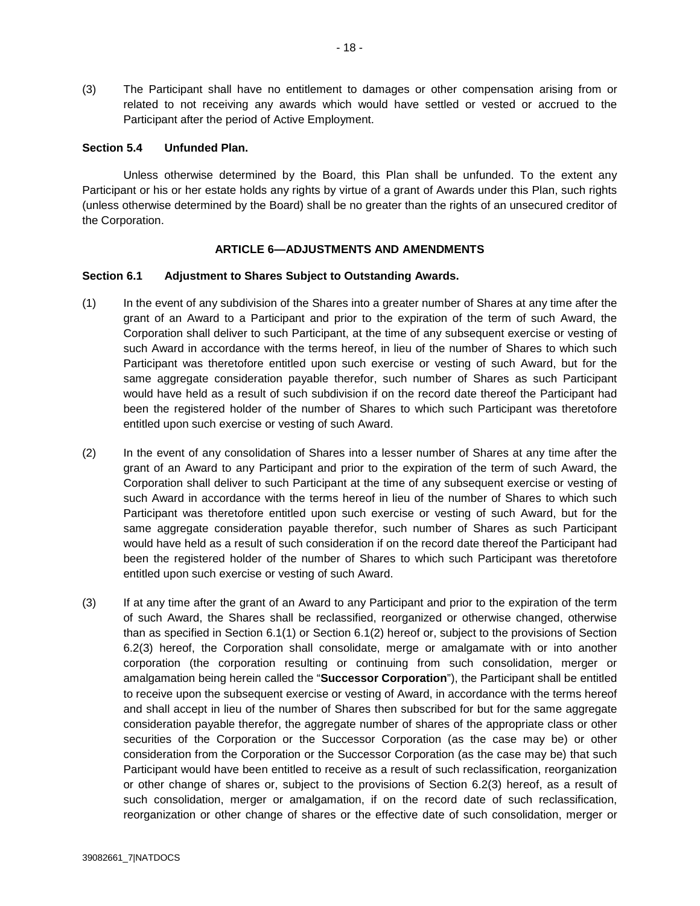(3) The Participant shall have no entitlement to damages or other compensation arising from or related to not receiving any awards which would have settled or vested or accrued to the Participant after the period of Active Employment.

**Section 5.4 Unfunded Plan.**

Unless otherwise determined by the Board, this Plan shall be unfunded. To the extent any Participant or his or her estate holds any rights by virtue of a grant of Awards under this Plan, such rights (unless otherwise determined by the Board) shall be no greater than the rights of an unsecured creditor of the Corporation.

## ARTICLE 6—ADJUSTMENTS AND AMENDMENTS

**Section 6.1 Adjustment to Shares Subject to Outstanding Awards.**

(1) In the event of any subdivision of the Shares into a greater number of Shares at any time after the grant of an Award to a Participant and prior to the expiration of the term of such Award, the Corporation shall deliver to such Participant, at the time of any subsequent exercise or vesting of such Award in accordance with the terms hereof, in lieu of the number of Shares to which such Participant was theretofore entitled upon such exercise or vesting of such Award, but for the same aggregate consideration payable therefor, such number of Shares as such Participant would have held as a result of such subdivision if on the record date thereof the Participant had been the registered holder of the number of Shares to which such Participant was theretofore entitled upon such exercise or vesting of such Award.

(2) In the event of any consolidation of Shares into a lesser number of Shares at any time after the grant of an Award to any Participant and prior to the expiration of the term of such Award, the Corporation shall deliver to such Participant at the time of any subsequent exercise or vesting of such Award in accordance with the terms hereof in lieu of the number of Shares to which such Participant was theretofore entitled upon such exercise or vesting of such Award, but for the same aggregate consideration payable therefor, such number of Shares as such Participant would have held as a result of such consideration if on the record date thereof the Participant had been the registered holder of the number of Shares to which such Participant was theretofore entitled upon such exercise or vesting of such Award.

(3) If at any time after the grant of an Award to any Participant and prior to the expiration of the term of such Award, the Shares shall be reclassified, reorganized or otherwise changed, otherwise than as specified in Section 6.1(1) or Section 6.1(2) hereof or, subject to the provisions of Section 6.2(3) hereof, the Corporation shall consolidate, merge or amalgamate with or into another corporation (the corporation resulting or continuing from such consolidation, merger or amalgamation being herein called the "**Successor Corporation**"), the Participant shall be entitled to receive upon the subsequent exercise or vesting of Award, in accordance with the terms hereof and shall accept in lieu of the number of Shares then subscribed for but for the same aggregate consideration payable therefor, the aggregate number of shares of the appropriate class or other securities of the Corporation or the Successor Corporation (as the case may be) or other consideration from the Corporation or the Successor Corporation (as the case may be) that such Participant would have been entitled to receive as a result of such reclassification, reorganization or other change of shares or, subject to the provisions of Section 6.2(3) hereof, as a result of such consolidation, merger or amalgamation, if on the record date of such reclassification, reorganization or other change of shares or the effective date of such consolidation, merger or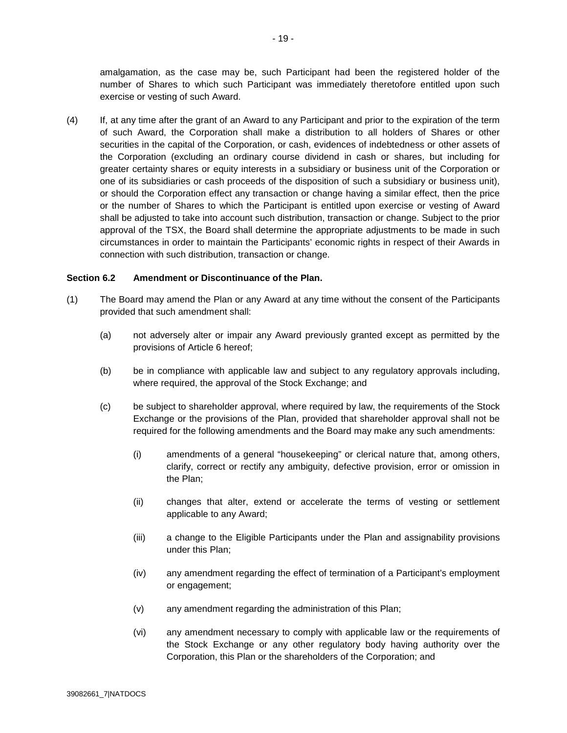amalgamation, as the case may be, such Participant had been the registered holder of the number of Shares to which such Participant was immediately theretofore entitled upon such exercise or vesting of such Award.

(4) If, at any time after the grant of an Award to any Participant and prior to the expiration of the term of such Award, the Corporation shall make a distribution to all holders of Shares or other securities in the capital of the Corporation, or cash, evidences of indebtedness or other assets of the Corporation (excluding an ordinary course dividend in cash or shares, but including for greater certainty shares or equity interests in a subsidiary or business unit of the Corporation or one of its subsidiaries or cash proceeds of the disposition of such a subsidiary or business unit), or should the Corporation effect any transaction or change having a similar effect, then the price or the number of Shares to which the Participant is entitled upon exercise or vesting of Award shall be adjusted to take into account such distribution, transaction or change. Subject to the prior approval of the TSX, the Board shall determine the appropriate adjustments to be made in such circumstances in order to maintain the Participants' economic rights in respect of their Awards in connection with such distribution, transaction or change.

**Section 6.2 Amendment or Discontinuance of the Plan.**

(1) The Board may amend the Plan or any Award at any time without the consent of the Participants provided that such amendment shall:

(a) not adversely alter or impair any Award previously granted except as permitted by the provisions of Article 6 hereof;

(b) be in compliance with applicable law and subject to any regulatory approvals including, where required, the approval of the Stock Exchange; and

(c) be subject to shareholder approval, where required by law, the requirements of the Stock Exchange or the provisions of the Plan, provided that shareholder approval shall not be required for the following amendments and the Board may make any such amendments:

(i) amendments of a general "housekeeping" or clerical nature that, among others, clarify, correct or rectify any ambiguity, defective provision, error or omission in the Plan;

(ii) changes that alter, extend or accelerate the terms of vesting or settlement applicable to any Award;

(iii) a change to the Eligible Participants under the Plan and assignability provisions under this Plan;

(iv) any amendment regarding the effect of termination of a Participant's employment or engagement;

(v) any amendment regarding the administration of this Plan;

(vi) any amendment necessary to comply with applicable law or the requirements of the Stock Exchange or any other regulatory body having authority over the Corporation, this Plan or the shareholders of the Corporation; and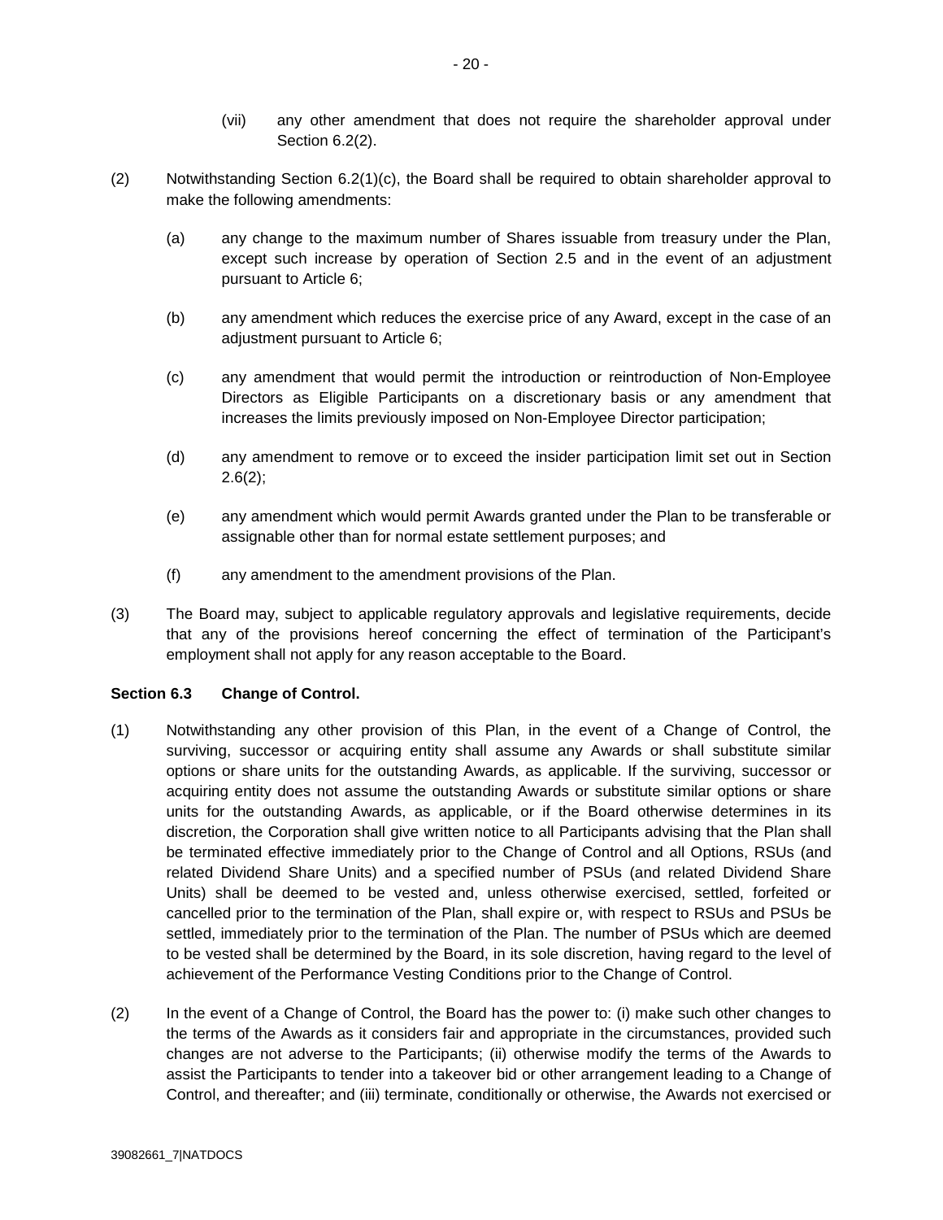(vii) any other amendment that does not require the shareholder approval under Section 6.2(2).

(2) Notwithstanding Section 6.2(1)(c), the Board shall be required to obtain shareholder approval to make the following amendments:

(a) any change to the maximum number of Shares issuable from treasury under the Plan, except such increase by operation of Section 2.5 and in the event of an adjustment pursuant to Article 6;

(b) any amendment which reduces the exercise price of any Award, except in the case of an adjustment pursuant to Article 6;

(c) any amendment that would permit the introduction or reintroduction of Non-Employee Directors as Eligible Participants on a discretionary basis or any amendment that increases the limits previously imposed on Non-Employee Director participation;

(d) any amendment to remove or to exceed the insider participation limit set out in Section 2.6(2);

(e) any amendment which would permit Awards granted under the Plan to be transferable or assignable other than for normal estate settlement purposes; and

(f) any amendment to the amendment provisions of the Plan.

(3) The Board may, subject to applicable regulatory approvals and legislative requirements, decide that any of the provisions hereof concerning the effect of termination of the Participant's employment shall not apply for any reason acceptable to the Board.

**Section 6.3 Change of Control.**

(1) Notwithstanding any other provision of this Plan, in the event of a Change of Control, the surviving, successor or acquiring entity shall assume any Awards or shall substitute similar options or share units for the outstanding Awards, as applicable. If the surviving, successor or acquiring entity does not assume the outstanding Awards or substitute similar options or share units for the outstanding Awards, as applicable, or if the Board otherwise determines in its discretion, the Corporation shall give written notice to all Participants advising that the Plan shall be terminated effective immediately prior to the Change of Control and all Options, RSUs (and related Dividend Share Units) and a specified number of PSUs (and related Dividend Share Units) shall be deemed to be vested and, unless otherwise exercised, settled, forfeited or cancelled prior to the termination of the Plan, shall expire or, with respect to RSUs and PSUs be settled, immediately prior to the termination of the Plan. The number of PSUs which are deemed to be vested shall be determined by the Board, in its sole discretion, having regard to the level of achievement of the Performance Vesting Conditions prior to the Change of Control.

(2) In the event of a Change of Control, the Board has the power to: (i) make such other changes to the terms of the Awards as it considers fair and appropriate in the circumstances, provided such changes are not adverse to the Participants; (ii) otherwise modify the terms of the Awards to assist the Participants to tender into a takeover bid or other arrangement leading to a Change of Control, and thereafter; and (iii) terminate, conditionally or otherwise, the Awards not exercised or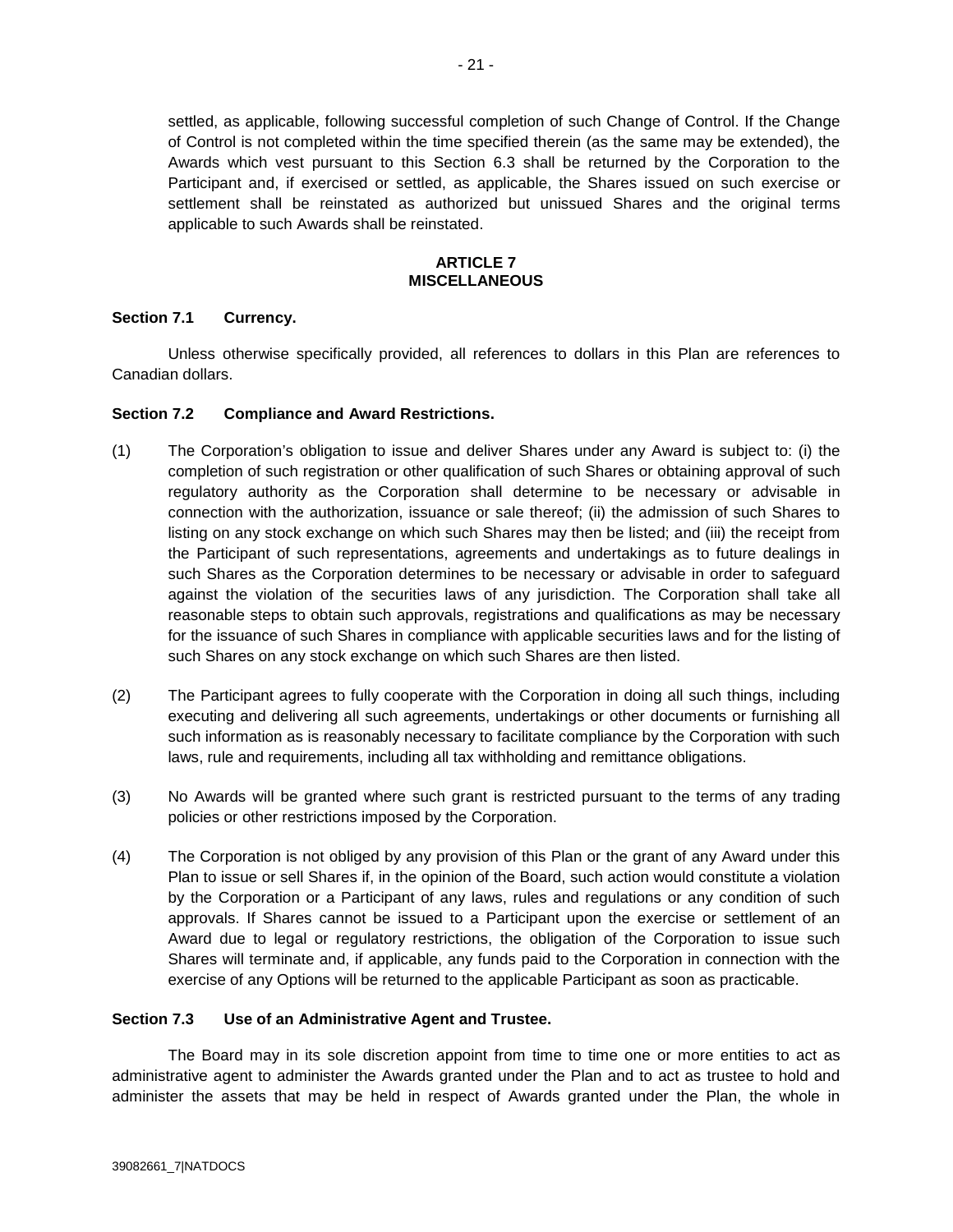settled, as applicable, following successful completion of such Change of Control. If the Change of Control is not completed within the time specified therein (as the same may be extended), the Awards which vest pursuant to this Section 6.3 shall be returned by the Corporation to the Participant and, if exercised or settled, as applicable, the Shares issued on such exercise or settlement shall be reinstated as authorized but unissued Shares and the original terms applicable to such Awards shall be reinstated.

## ARTICLE 7
## MISCELLANEOUS

**Section 7.1 Currency.**

Unless otherwise specifically provided, all references to dollars in this Plan are references to Canadian dollars.

**Section 7.2 Compliance and Award Restrictions.**

(1) The Corporation's obligation to issue and deliver Shares under any Award is subject to: (i) the completion of such registration or other qualification of such Shares or obtaining approval of such regulatory authority as the Corporation shall determine to be necessary or advisable in connection with the authorization, issuance or sale thereof; (ii) the admission of such Shares to listing on any stock exchange on which such Shares may then be listed; and (iii) the receipt from the Participant of such representations, agreements and undertakings as to future dealings in such Shares as the Corporation determines to be necessary or advisable in order to safeguard against the violation of the securities laws of any jurisdiction. The Corporation shall take all reasonable steps to obtain such approvals, registrations and qualifications as may be necessary for the issuance of such Shares in compliance with applicable securities laws and for the listing of such Shares on any stock exchange on which such Shares are then listed.

(2) The Participant agrees to fully cooperate with the Corporation in doing all such things, including executing and delivering all such agreements, undertakings or other documents or furnishing all such information as is reasonably necessary to facilitate compliance by the Corporation with such laws, rule and requirements, including all tax withholding and remittance obligations.

(3) No Awards will be granted where such grant is restricted pursuant to the terms of any trading policies or other restrictions imposed by the Corporation.

(4) The Corporation is not obliged by any provision of this Plan or the grant of any Award under this Plan to issue or sell Shares if, in the opinion of the Board, such action would constitute a violation by the Corporation or a Participant of any laws, rules and regulations or any condition of such approvals. If Shares cannot be issued to a Participant upon the exercise or settlement of an Award due to legal or regulatory restrictions, the obligation of the Corporation to issue such Shares will terminate and, if applicable, any funds paid to the Corporation in connection with the exercise of any Options will be returned to the applicable Participant as soon as practicable.

**Section 7.3 Use of an Administrative Agent and Trustee.**

The Board may in its sole discretion appoint from time to time one or more entities to act as administrative agent to administer the Awards granted under the Plan and to act as trustee to hold and administer the assets that may be held in respect of Awards granted under the Plan, the whole in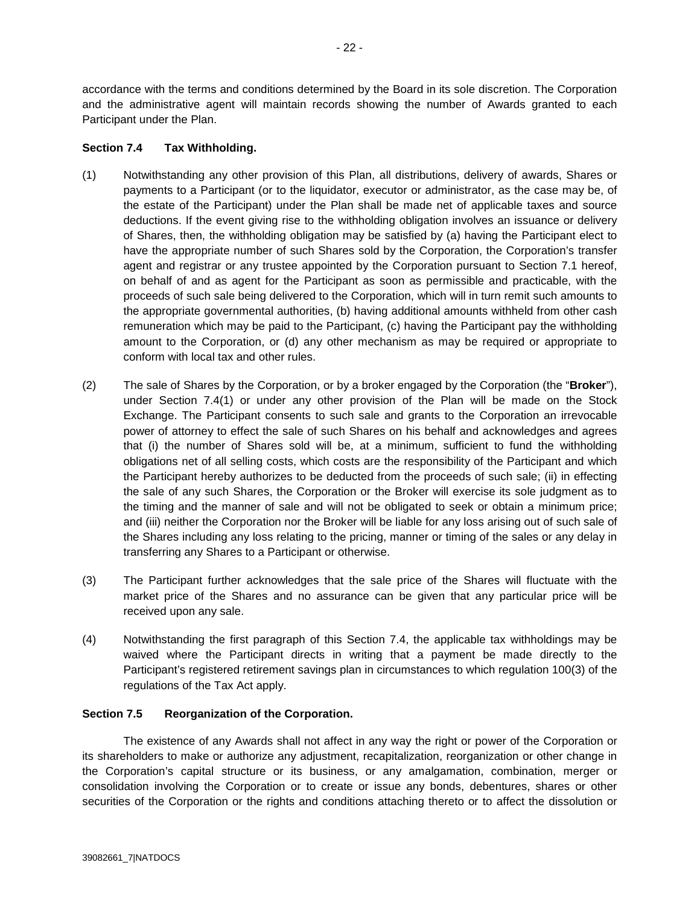accordance with the terms and conditions determined by the Board in its sole discretion. The Corporation and the administrative agent will maintain records showing the number of Awards granted to each Participant under the Plan.

**Section 7.4 Tax Withholding.**

(1) Notwithstanding any other provision of this Plan, all distributions, delivery of awards, Shares or payments to a Participant (or to the liquidator, executor or administrator, as the case may be, of the estate of the Participant) under the Plan shall be made net of applicable taxes and source deductions. If the event giving rise to the withholding obligation involves an issuance or delivery of Shares, then, the withholding obligation may be satisfied by (a) having the Participant elect to have the appropriate number of such Shares sold by the Corporation, the Corporation's transfer agent and registrar or any trustee appointed by the Corporation pursuant to Section 7.1 hereof, on behalf of and as agent for the Participant as soon as permissible and practicable, with the proceeds of such sale being delivered to the Corporation, which will in turn remit such amounts to the appropriate governmental authorities, (b) having additional amounts withheld from other cash remuneration which may be paid to the Participant, (c) having the Participant pay the withholding amount to the Corporation, or (d) any other mechanism as may be required or appropriate to conform with local tax and other rules.

(2) The sale of Shares by the Corporation, or by a broker engaged by the Corporation (the "**Broker**"), under Section 7.4(1) or under any other provision of the Plan will be made on the Stock Exchange. The Participant consents to such sale and grants to the Corporation an irrevocable power of attorney to effect the sale of such Shares on his behalf and acknowledges and agrees that (i) the number of Shares sold will be, at a minimum, sufficient to fund the withholding obligations net of all selling costs, which costs are the responsibility of the Participant and which the Participant hereby authorizes to be deducted from the proceeds of such sale; (ii) in effecting the sale of any such Shares, the Corporation or the Broker will exercise its sole judgment as to the timing and the manner of sale and will not be obligated to seek or obtain a minimum price; and (iii) neither the Corporation nor the Broker will be liable for any loss arising out of such sale of the Shares including any loss relating to the pricing, manner or timing of the sales or any delay in transferring any Shares to a Participant or otherwise.

(3) The Participant further acknowledges that the sale price of the Shares will fluctuate with the market price of the Shares and no assurance can be given that any particular price will be received upon any sale.

(4) Notwithstanding the first paragraph of this Section 7.4, the applicable tax withholdings may be waived where the Participant directs in writing that a payment be made directly to the Participant's registered retirement savings plan in circumstances to which regulation 100(3) of the regulations of the Tax Act apply.

**Section 7.5 Reorganization of the Corporation.**

The existence of any Awards shall not affect in any way the right or power of the Corporation or its shareholders to make or authorize any adjustment, recapitalization, reorganization or other change in the Corporation's capital structure or its business, or any amalgamation, combination, merger or consolidation involving the Corporation or to create or issue any bonds, debentures, shares or other securities of the Corporation or the rights and conditions attaching thereto or to affect the dissolution or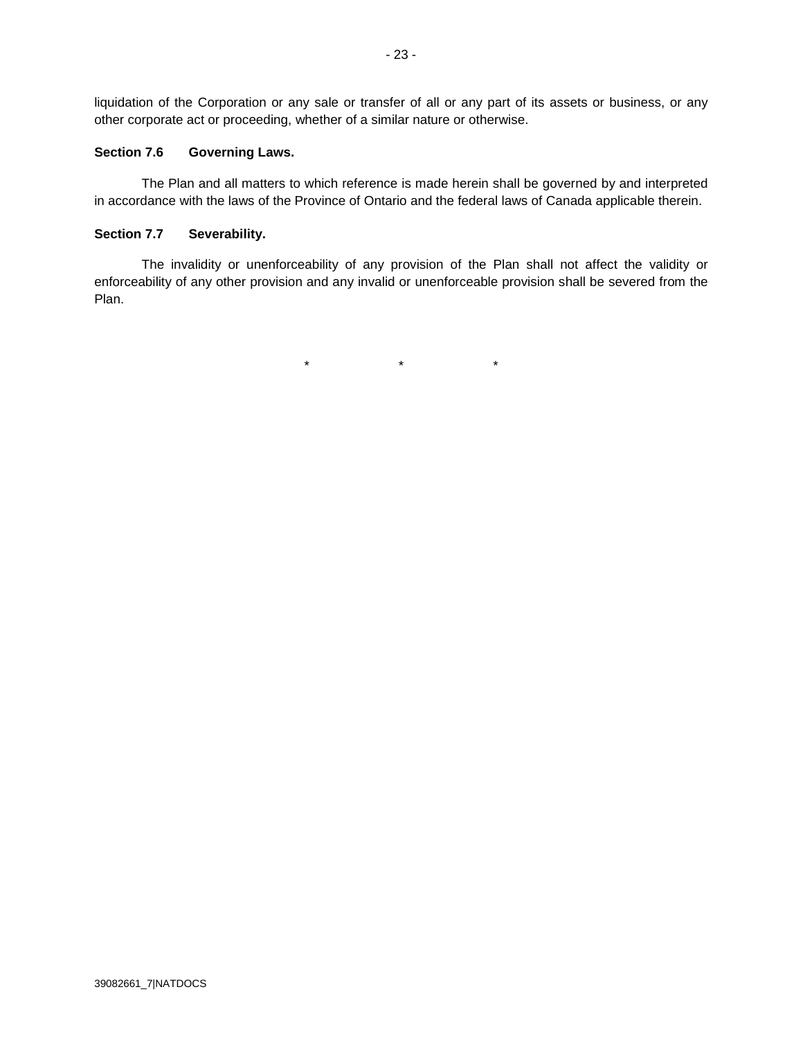liquidation of the Corporation or any sale or transfer of all or any part of its assets or business, or any other corporate act or proceeding, whether of a similar nature or otherwise.

**Section 7.6 Governing Laws.**

The Plan and all matters to which reference is made herein shall be governed by and interpreted in accordance with the laws of the Province of Ontario and the federal laws of Canada applicable therein.

**Section 7.7 Severability.**

The invalidity or unenforceability of any provision of the Plan shall not affect the validity or enforceability of any other provision and any invalid or unenforceable provision shall be severed from the Plan.

\* \* \*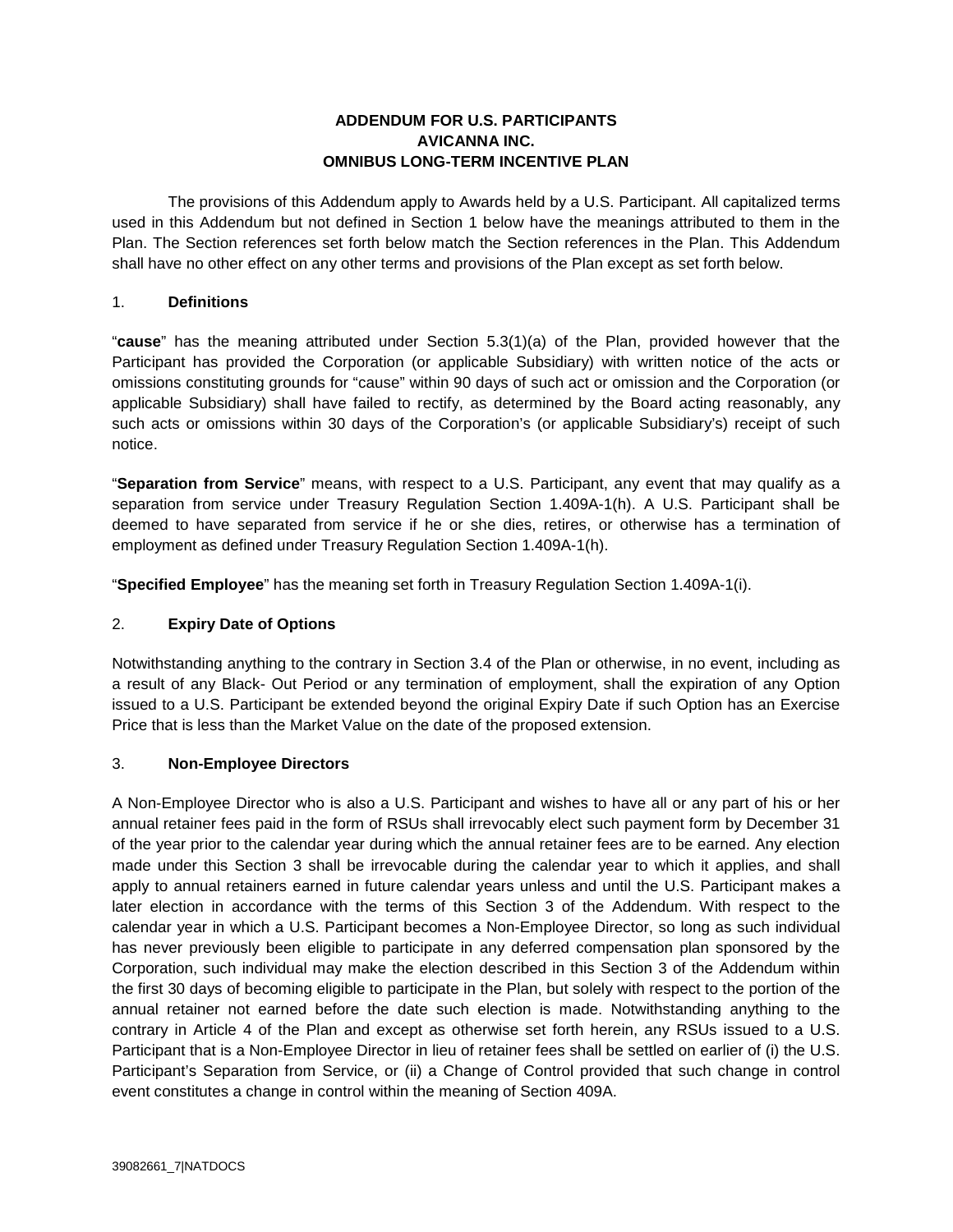# ADDENDUM FOR U.S. PARTICIPANTS AVICANNA INC. OMNIBUS LONG-TERM INCENTIVE PLAN

The provisions of this Addendum apply to Awards held by a U.S. Participant. All capitalized terms used in this Addendum but not defined in Section 1 below have the meanings attributed to them in the Plan. The Section references set forth below match the Section references in the Plan. This Addendum shall have no other effect on any other terms and provisions of the Plan except as set forth below.

## 1. Definitions

"**cause**" has the meaning attributed under Section 5.3(1)(a) of the Plan, provided however that the Participant has provided the Corporation (or applicable Subsidiary) with written notice of the acts or omissions constituting grounds for "cause" within 90 days of such act or omission and the Corporation (or applicable Subsidiary) shall have failed to rectify, as determined by the Board acting reasonably, any such acts or omissions within 30 days of the Corporation's (or applicable Subsidiary's) receipt of such notice.

"**Separation from Service**" means, with respect to a U.S. Participant, any event that may qualify as a separation from service under Treasury Regulation Section 1.409A-1(h). A U.S. Participant shall be deemed to have separated from service if he or she dies, retires, or otherwise has a termination of employment as defined under Treasury Regulation Section 1.409A-1(h).

"**Specified Employee**" has the meaning set forth in Treasury Regulation Section 1.409A-1(i).

## 2. Expiry Date of Options

Notwithstanding anything to the contrary in Section 3.4 of the Plan or otherwise, in no event, including as a result of any Black- Out Period or any termination of employment, shall the expiration of any Option issued to a U.S. Participant be extended beyond the original Expiry Date if such Option has an Exercise Price that is less than the Market Value on the date of the proposed extension.

## 3. Non-Employee Directors

A Non-Employee Director who is also a U.S. Participant and wishes to have all or any part of his or her annual retainer fees paid in the form of RSUs shall irrevocably elect such payment form by December 31 of the year prior to the calendar year during which the annual retainer fees are to be earned. Any election made under this Section 3 shall be irrevocable during the calendar year to which it applies, and shall apply to annual retainers earned in future calendar years unless and until the U.S. Participant makes a later election in accordance with the terms of this Section 3 of the Addendum. With respect to the calendar year in which a U.S. Participant becomes a Non-Employee Director, so long as such individual has never previously been eligible to participate in any deferred compensation plan sponsored by the Corporation, such individual may make the election described in this Section 3 of the Addendum within the first 30 days of becoming eligible to participate in the Plan, but solely with respect to the portion of the annual retainer not earned before the date such election is made. Notwithstanding anything to the contrary in Article 4 of the Plan and except as otherwise set forth herein, any RSUs issued to a U.S. Participant that is a Non-Employee Director in lieu of retainer fees shall be settled on earlier of (i) the U.S. Participant's Separation from Service, or (ii) a Change of Control provided that such change in control event constitutes a change in control within the meaning of Section 409A.

39082661_7|NATDOCS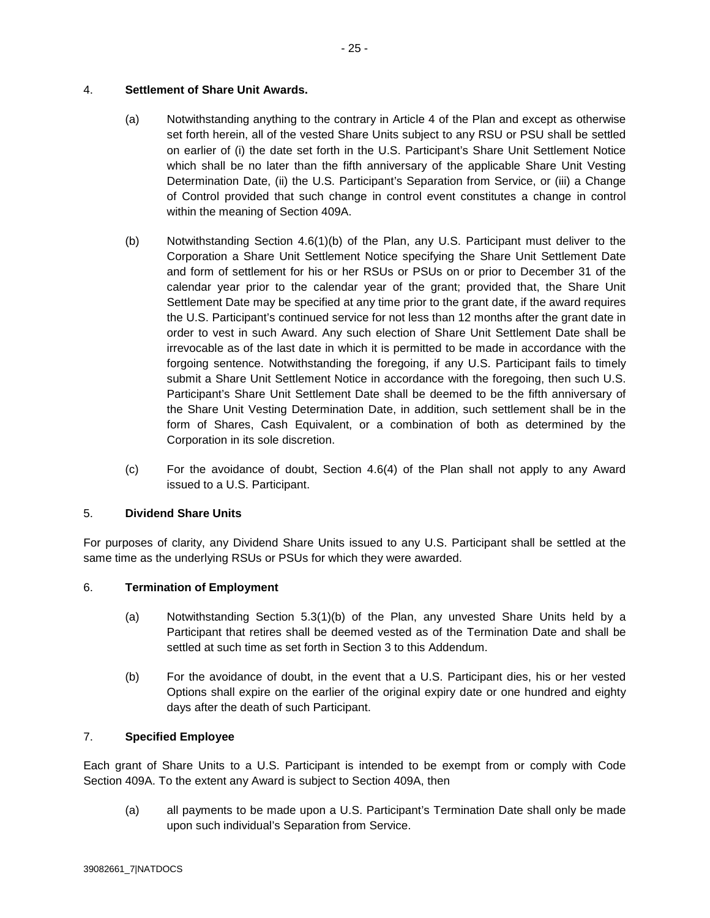4. **Settlement of Share Unit Awards.**

(a) Notwithstanding anything to the contrary in Article 4 of the Plan and except as otherwise set forth herein, all of the vested Share Units subject to any RSU or PSU shall be settled on earlier of (i) the date set forth in the U.S. Participant's Share Unit Settlement Notice which shall be no later than the fifth anniversary of the applicable Share Unit Vesting Determination Date, (ii) the U.S. Participant's Separation from Service, or (iii) a Change of Control provided that such change in control event constitutes a change in control within the meaning of Section 409A.

(b) Notwithstanding Section 4.6(1)(b) of the Plan, any U.S. Participant must deliver to the Corporation a Share Unit Settlement Notice specifying the Share Unit Settlement Date and form of settlement for his or her RSUs or PSUs on or prior to December 31 of the calendar year prior to the calendar year of the grant; provided that, the Share Unit Settlement Date may be specified at any time prior to the grant date, if the award requires the U.S. Participant's continued service for not less than 12 months after the grant date in order to vest in such Award. Any such election of Share Unit Settlement Date shall be irrevocable as of the last date in which it is permitted to be made in accordance with the forgoing sentence. Notwithstanding the foregoing, if any U.S. Participant fails to timely submit a Share Unit Settlement Notice in accordance with the foregoing, then such U.S. Participant's Share Unit Settlement Date shall be deemed to be the fifth anniversary of the Share Unit Vesting Determination Date, in addition, such settlement shall be in the form of Shares, Cash Equivalent, or a combination of both as determined by the Corporation in its sole discretion.

(c) For the avoidance of doubt, Section 4.6(4) of the Plan shall not apply to any Award issued to a U.S. Participant.

5. **Dividend Share Units**

For purposes of clarity, any Dividend Share Units issued to any U.S. Participant shall be settled at the same time as the underlying RSUs or PSUs for which they were awarded.

6. **Termination of Employment**

(a) Notwithstanding Section 5.3(1)(b) of the Plan, any unvested Share Units held by a Participant that retires shall be deemed vested as of the Termination Date and shall be settled at such time as set forth in Section 3 to this Addendum.

(b) For the avoidance of doubt, in the event that a U.S. Participant dies, his or her vested Options shall expire on the earlier of the original expiry date or one hundred and eighty days after the death of such Participant.

7. **Specified Employee**

Each grant of Share Units to a U.S. Participant is intended to be exempt from or comply with Code Section 409A. To the extent any Award is subject to Section 409A, then

(a) all payments to be made upon a U.S. Participant's Termination Date shall only be made upon such individual's Separation from Service.

39082661_7|NATDOCS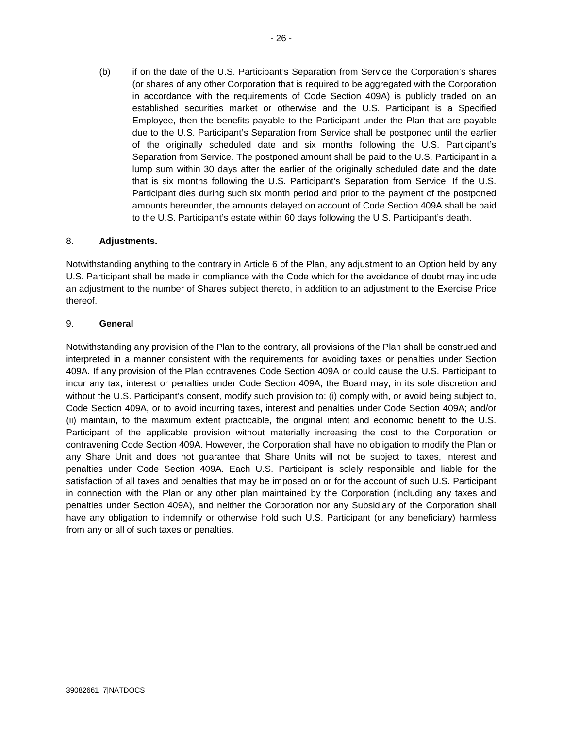(b) if on the date of the U.S. Participant's Separation from Service the Corporation's shares (or shares of any other Corporation that is required to be aggregated with the Corporation in accordance with the requirements of Code Section 409A) is publicly traded on an established securities market or otherwise and the U.S. Participant is a Specified Employee, then the benefits payable to the Participant under the Plan that are payable due to the U.S. Participant's Separation from Service shall be postponed until the earlier of the originally scheduled date and six months following the U.S. Participant's Separation from Service. The postponed amount shall be paid to the U.S. Participant in a lump sum within 30 days after the earlier of the originally scheduled date and the date that is six months following the U.S. Participant's Separation from Service. If the U.S. Participant dies during such six month period and prior to the payment of the postponed amounts hereunder, the amounts delayed on account of Code Section 409A shall be paid to the U.S. Participant's estate within 60 days following the U.S. Participant's death.

8. **Adjustments.**

Notwithstanding anything to the contrary in Article 6 of the Plan, any adjustment to an Option held by any U.S. Participant shall be made in compliance with the Code which for the avoidance of doubt may include an adjustment to the number of Shares subject thereto, in addition to an adjustment to the Exercise Price thereof.

9. **General**

Notwithstanding any provision of the Plan to the contrary, all provisions of the Plan shall be construed and interpreted in a manner consistent with the requirements for avoiding taxes or penalties under Section 409A. If any provision of the Plan contravenes Code Section 409A or could cause the U.S. Participant to incur any tax, interest or penalties under Code Section 409A, the Board may, in its sole discretion and without the U.S. Participant's consent, modify such provision to: (i) comply with, or avoid being subject to, Code Section 409A, or to avoid incurring taxes, interest and penalties under Code Section 409A; and/or (ii) maintain, to the maximum extent practicable, the original intent and economic benefit to the U.S. Participant of the applicable provision without materially increasing the cost to the Corporation or contravening Code Section 409A. However, the Corporation shall have no obligation to modify the Plan or any Share Unit and does not guarantee that Share Units will not be subject to taxes, interest and penalties under Code Section 409A. Each U.S. Participant is solely responsible and liable for the satisfaction of all taxes and penalties that may be imposed on or for the account of such U.S. Participant in connection with the Plan or any other plan maintained by the Corporation (including any taxes and penalties under Section 409A), and neither the Corporation nor any Subsidiary of the Corporation shall have any obligation to indemnify or otherwise hold such U.S. Participant (or any beneficiary) harmless from any or all of such taxes or penalties.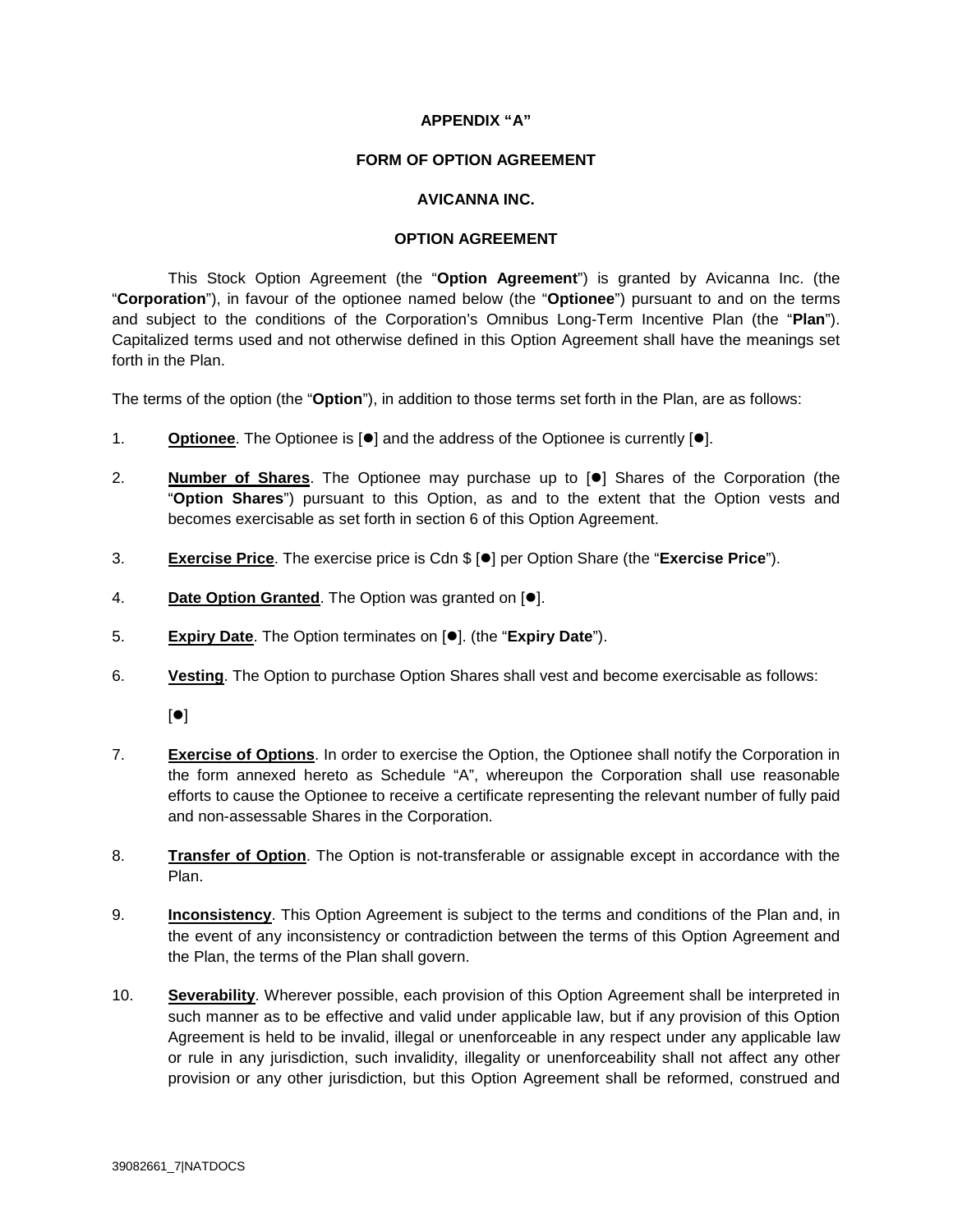**APPENDIX "A"**

**FORM OF OPTION AGREEMENT**

**AVICANNA INC.**

**OPTION AGREEMENT**

This Stock Option Agreement (the "**Option Agreement**") is granted by Avicanna Inc. (the "**Corporation**"), in favour of the optionee named below (the "**Optionee**") pursuant to and on the terms and subject to the conditions of the Corporation's Omnibus Long-Term Incentive Plan (the "**Plan**"). Capitalized terms used and not otherwise defined in this Option Agreement shall have the meanings set forth in the Plan.

The terms of the option (the "**Option**"), in addition to those terms set forth in the Plan, are as follows:

1. **Optionee**. The Optionee is [●] and the address of the Optionee is currently [●].

2. **Number of Shares**. The Optionee may purchase up to [●] Shares of the Corporation (the "**Option Shares**") pursuant to this Option, as and to the extent that the Option vests and becomes exercisable as set forth in section 6 of this Option Agreement.

3. **Exercise Price**. The exercise price is Cdn $ [●] per Option Share (the "**Exercise Price**").

4. **Date Option Granted**. The Option was granted on [●].

5. **Expiry Date**. The Option terminates on [●]. (the "**Expiry Date**").

6. **Vesting**. The Option to purchase Option Shares shall vest and become exercisable as follows:

   [●]

7. **Exercise of Options**. In order to exercise the Option, the Optionee shall notify the Corporation in the form annexed hereto as Schedule "A", whereupon the Corporation shall use reasonable efforts to cause the Optionee to receive a certificate representing the relevant number of fully paid and non-assessable Shares in the Corporation.

8. **Transfer of Option**. The Option is not-transferable or assignable except in accordance with the Plan.

9. **Inconsistency**. This Option Agreement is subject to the terms and conditions of the Plan and, in the event of any inconsistency or contradiction between the terms of this Option Agreement and the Plan, the terms of the Plan shall govern.

10. **Severability**. Wherever possible, each provision of this Option Agreement shall be interpreted in such manner as to be effective and valid under applicable law, but if any provision of this Option Agreement is held to be invalid, illegal or unenforceable in any respect under any applicable law or rule in any jurisdiction, such invalidity, illegality or unenforceability shall not affect any other provision or any other jurisdiction, but this Option Agreement shall be reformed, construed and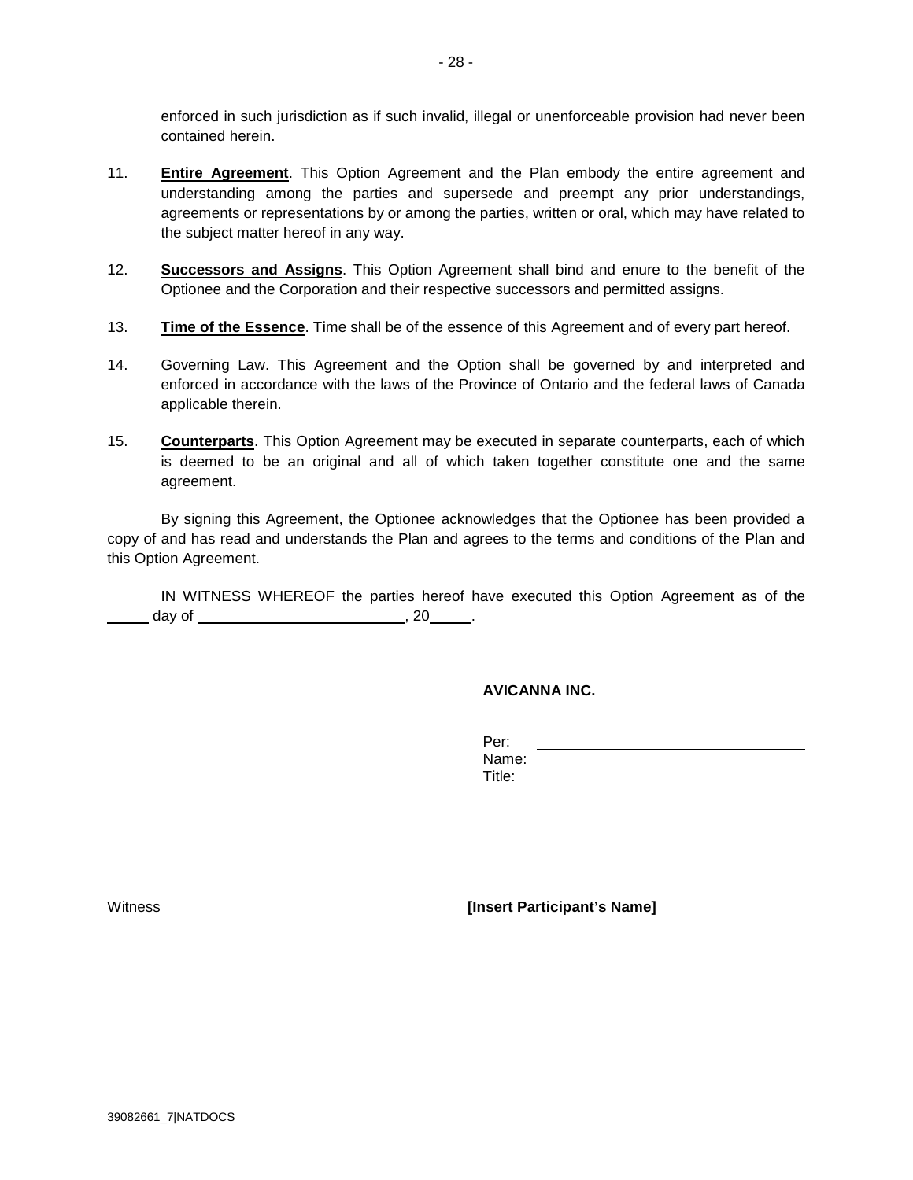enforced in such jurisdiction as if such invalid, illegal or unenforceable provision had never been contained herein.

11. **Entire Agreement**. This Option Agreement and the Plan embody the entire agreement and understanding among the parties and supersede and preempt any prior understandings, agreements or representations by or among the parties, written or oral, which may have related to the subject matter hereof in any way.

12. **Successors and Assigns**. This Option Agreement shall bind and enure to the benefit of the Optionee and the Corporation and their respective successors and permitted assigns.

13. **Time of the Essence**. Time shall be of the essence of this Agreement and of every part hereof.

14. Governing Law. This Agreement and the Option shall be governed by and interpreted and enforced in accordance with the laws of the Province of Ontario and the federal laws of Canada applicable therein.

15. **Counterparts**. This Option Agreement may be executed in separate counterparts, each of which is deemed to be an original and all of which taken together constitute one and the same agreement.

By signing this Agreement, the Optionee acknowledges that the Optionee has been provided a copy of and has read and understands the Plan and agrees to the terms and conditions of the Plan and this Option Agreement.

IN WITNESS WHEREOF the parties hereof have executed this Option Agreement as of the _____ day of _________________________, 20_____.

**AVICANNA INC.**

Per: _______________________________
Name:
Title:

_______________________________
Witness

_______________________________
**[Insert Participant's Name]**

39082661_7|NATDOCS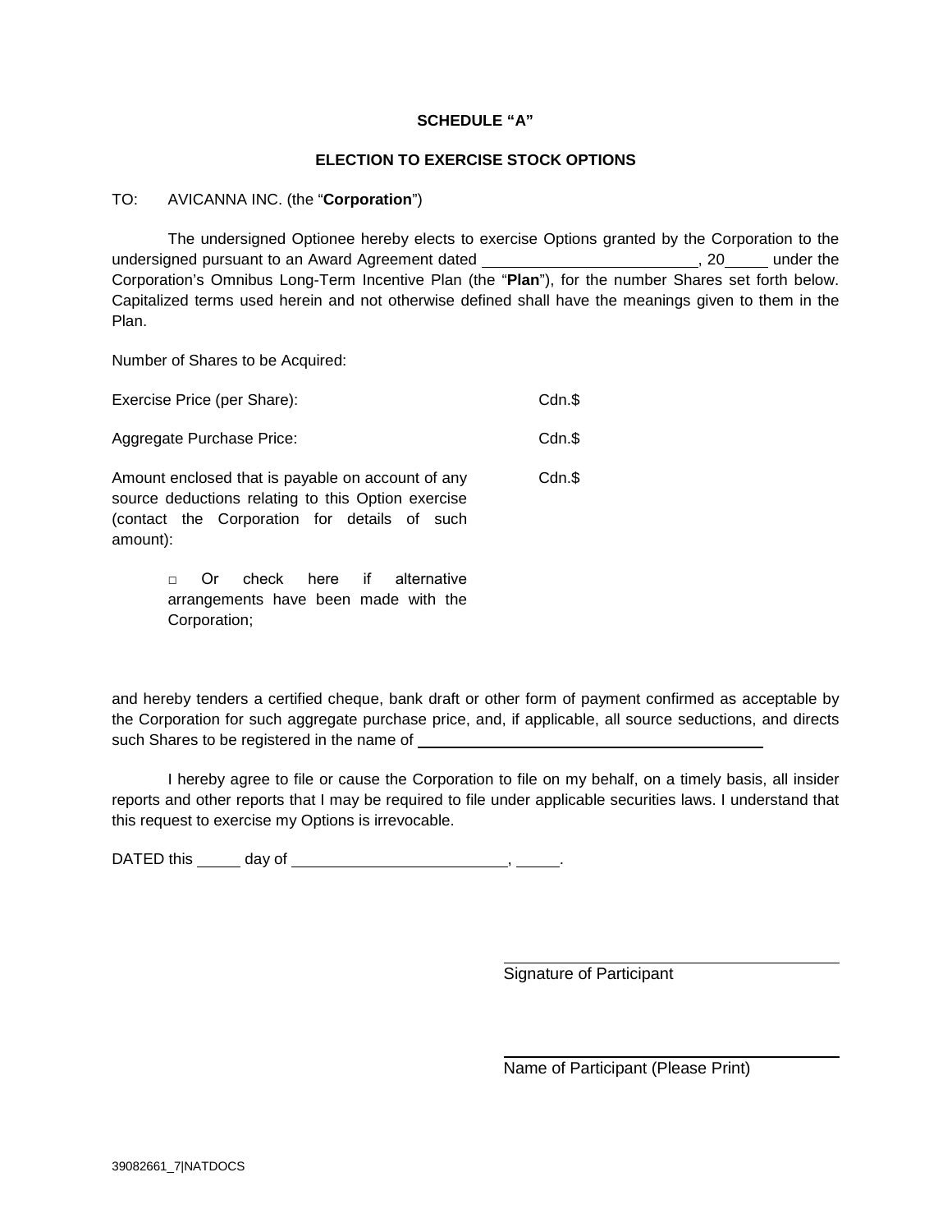**SCHEDULE "A"**

**ELECTION TO EXERCISE STOCK OPTIONS**

TO: AVICANNA INC. (the "**Corporation**")

The undersigned Optionee hereby elects to exercise Options granted by the Corporation to the undersigned pursuant to an Award Agreement dated \_\_\_\_\_\_\_\_\_\_\_\_\_\_\_\_\_\_\_\_\_\_\_\_\_, 20\_\_\_\_\_ under the Corporation's Omnibus Long-Term Incentive Plan (the "**Plan**"), for the number Shares set forth below. Capitalized terms used herein and not otherwise defined shall have the meanings given to them in the Plan.

| | |
|---|---|
| Number of Shares to be Acquired: | |
| Exercise Price (per Share): | Cdn.$ |
| Aggregate Purchase Price: | Cdn.$ |
| Amount enclosed that is payable on account of any source deductions relating to this Option exercise (contact the Corporation for details of such amount): | Cdn.$ |

□ Or check here if alternative arrangements have been made with the Corporation;

and hereby tenders a certified cheque, bank draft or other form of payment confirmed as acceptable by the Corporation for such aggregate purchase price, and, if applicable, all source seductions, and directs such Shares to be registered in the name of \_\_\_\_\_\_\_\_\_\_\_\_\_\_\_\_\_\_\_\_\_\_\_\_\_\_\_\_\_\_\_\_\_\_\_\_\_\_\_\_

I hereby agree to file or cause the Corporation to file on my behalf, on a timely basis, all insider reports and other reports that I may be required to file under applicable securities laws. I understand that this request to exercise my Options is irrevocable.

DATED this \_\_\_\_\_ day of \_\_\_\_\_\_\_\_\_\_\_\_\_\_\_\_\_\_\_\_\_\_\_\_\_, \_\_\_\_\_.

\_\_\_\_\_\_\_\_\_\_\_\_\_\_\_\_\_\_\_\_\_\_\_\_\_\_\_\_\_\_\_\_\_\_\_\_\_\_\_\_
Signature of Participant

\_\_\_\_\_\_\_\_\_\_\_\_\_\_\_\_\_\_\_\_\_\_\_\_\_\_\_\_\_\_\_\_\_\_\_\_\_\_\_\_
Name of Participant (Please Print)

39082661_7|NATDOCS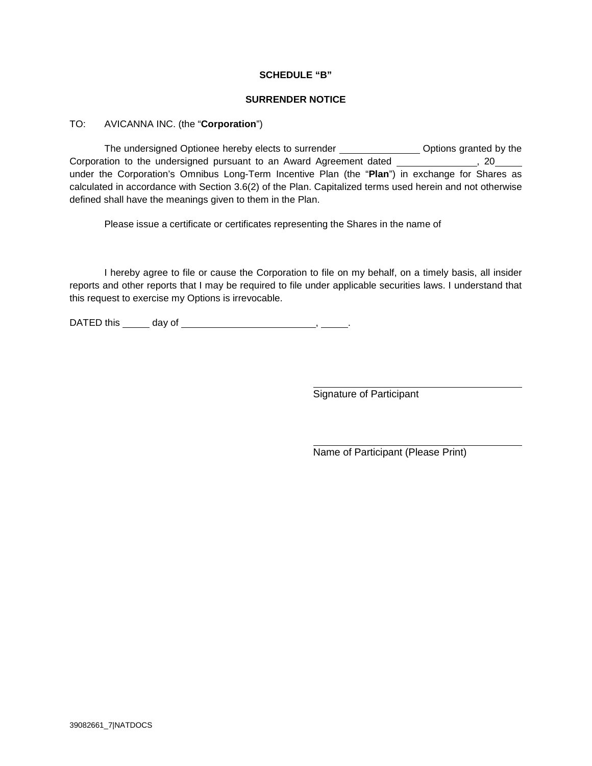**SCHEDULE "B"**

**SURRENDER NOTICE**

TO: AVICANNA INC. (the "**Corporation**")

The undersigned Optionee hereby elects to surrender ______________ Options granted by the Corporation to the undersigned pursuant to an Award Agreement dated ______________, 20_____ under the Corporation's Omnibus Long-Term Incentive Plan (the "**Plan**") in exchange for Shares as calculated in accordance with Section 3.6(2) of the Plan. Capitalized terms used herein and not otherwise defined shall have the meanings given to them in the Plan.

Please issue a certificate or certificates representing the Shares in the name of

I hereby agree to file or cause the Corporation to file on my behalf, on a timely basis, all insider reports and other reports that I may be required to file under applicable securities laws. I understand that this request to exercise my Options is irrevocable.

DATED this _____ day of ________________________, _____.

______________________________________
Signature of Participant

______________________________________
Name of Participant (Please Print)

39082661_7|NATDOCS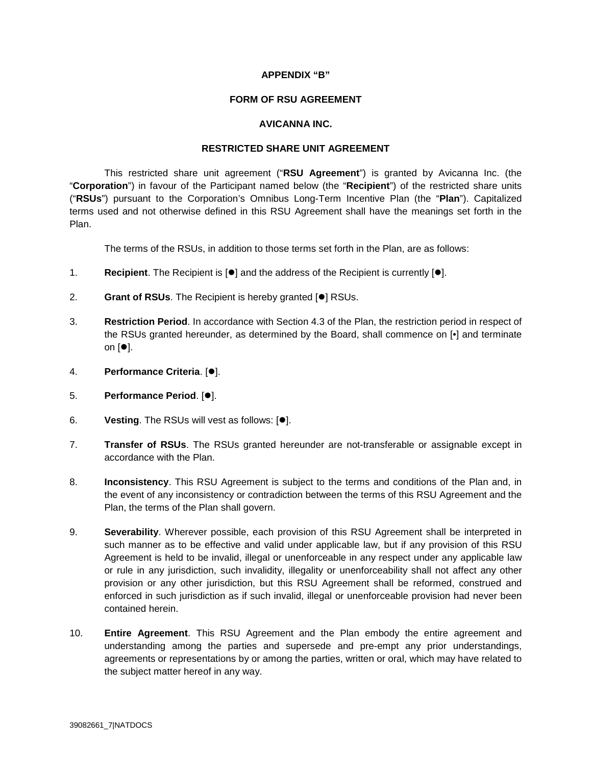**APPENDIX “B”**

**FORM OF RSU AGREEMENT**

**AVICANNA INC.**

**RESTRICTED SHARE UNIT AGREEMENT**

This restricted share unit agreement (“**RSU Agreement**”) is granted by Avicanna Inc. (the “**Corporation**”) in favour of the Participant named below (the “**Recipient**”) of the restricted share units (“**RSUs**”) pursuant to the Corporation’s Omnibus Long-Term Incentive Plan (the “**Plan**”). Capitalized terms used and not otherwise defined in this RSU Agreement shall have the meanings set forth in the Plan.

The terms of the RSUs, in addition to those terms set forth in the Plan, are as follows:

1. **Recipient**. The Recipient is [●] and the address of the Recipient is currently [●].

2. **Grant of RSUs**. The Recipient is hereby granted [●] RSUs.

3. **Restriction Period**. In accordance with Section 4.3 of the Plan, the restriction period in respect of the RSUs granted hereunder, as determined by the Board, shall commence on [•] and terminate on [●].

4. **Performance Criteria**. [●].

5. **Performance Period**. [●].

6. **Vesting**. The RSUs will vest as follows: [●].

7. **Transfer of RSUs**. The RSUs granted hereunder are not-transferable or assignable except in accordance with the Plan.

8. **Inconsistency**. This RSU Agreement is subject to the terms and conditions of the Plan and, in the event of any inconsistency or contradiction between the terms of this RSU Agreement and the Plan, the terms of the Plan shall govern.

9. **Severability**. Wherever possible, each provision of this RSU Agreement shall be interpreted in such manner as to be effective and valid under applicable law, but if any provision of this RSU Agreement is held to be invalid, illegal or unenforceable in any respect under any applicable law or rule in any jurisdiction, such invalidity, illegality or unenforceability shall not affect any other provision or any other jurisdiction, but this RSU Agreement shall be reformed, construed and enforced in such jurisdiction as if such invalid, illegal or unenforceable provision had never been contained herein.

10. **Entire Agreement**. This RSU Agreement and the Plan embody the entire agreement and understanding among the parties and supersede and pre-empt any prior understandings, agreements or representations by or among the parties, written or oral, which may have related to the subject matter hereof in any way.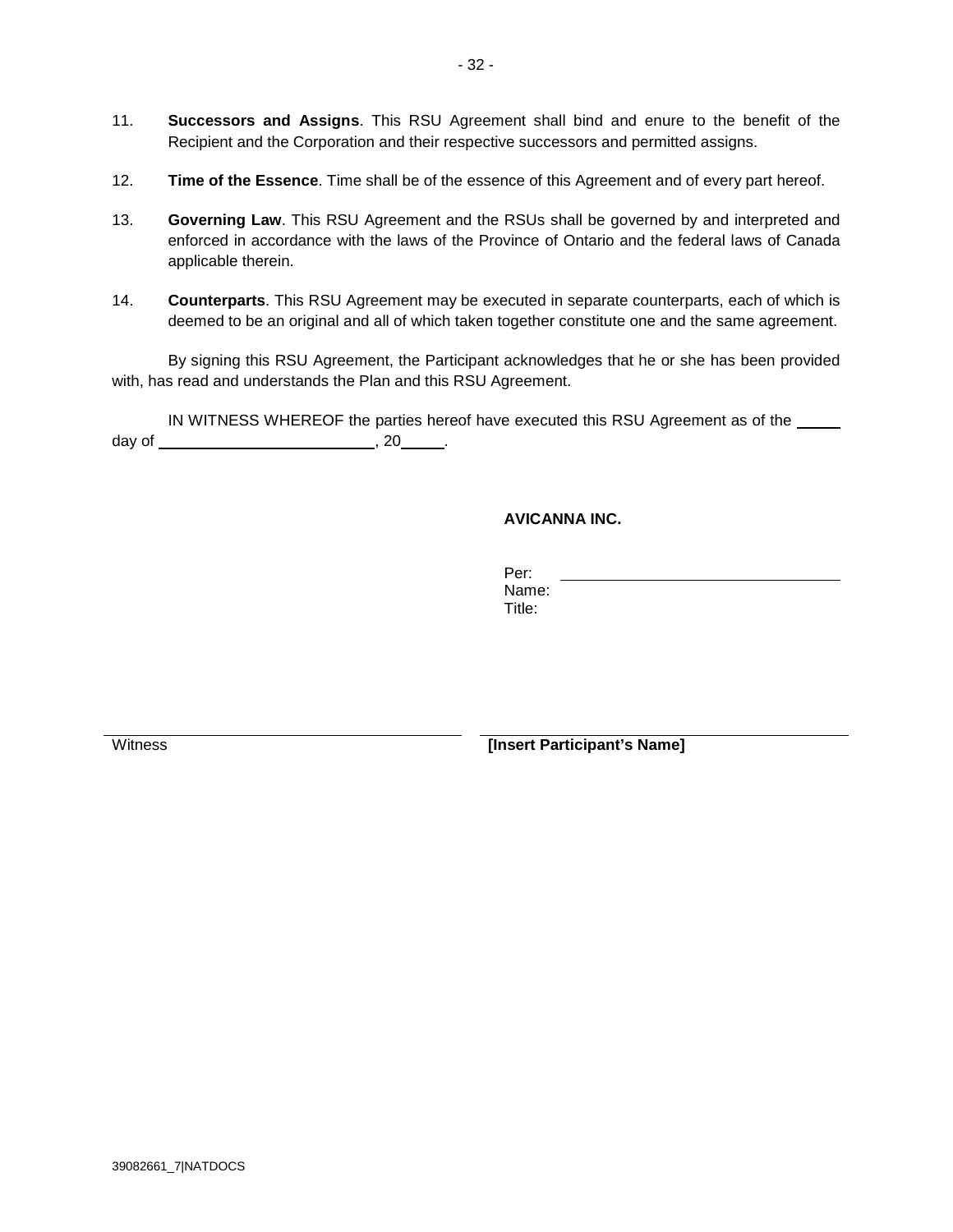11. **Successors and Assigns**. This RSU Agreement shall bind and enure to the benefit of the Recipient and the Corporation and their respective successors and permitted assigns.

12. **Time of the Essence**. Time shall be of the essence of this Agreement and of every part hereof.

13. **Governing Law**. This RSU Agreement and the RSUs shall be governed by and interpreted and enforced in accordance with the laws of the Province of Ontario and the federal laws of Canada applicable therein.

14. **Counterparts**. This RSU Agreement may be executed in separate counterparts, each of which is deemed to be an original and all of which taken together constitute one and the same agreement.

By signing this RSU Agreement, the Participant acknowledges that he or she has been provided with, has read and understands the Plan and this RSU Agreement.

IN WITNESS WHEREOF the parties hereof have executed this RSU Agreement as of the _____ day of _________________________, 20_____.

**AVICANNA INC.**

Per: ________________________________
Name:
Title:

________________________________
Witness

________________________________
**[Insert Participant's Name]**

39082661_7|NATDOCS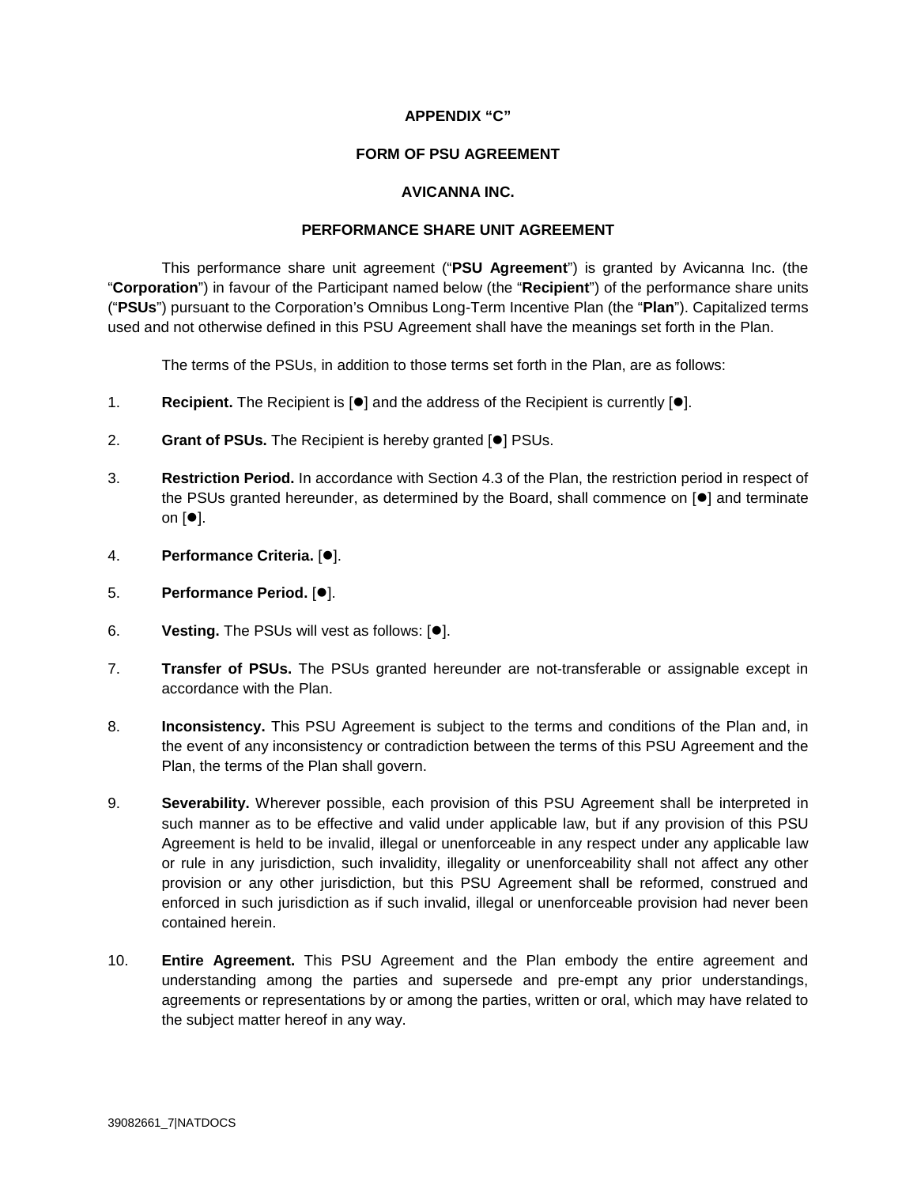**APPENDIX "C"**

**FORM OF PSU AGREEMENT**

**AVICANNA INC.**

**PERFORMANCE SHARE UNIT AGREEMENT**

This performance share unit agreement ("**PSU Agreement**") is granted by Avicanna Inc. (the "**Corporation**") in favour of the Participant named below (the "**Recipient**") of the performance share units ("**PSUs**") pursuant to the Corporation's Omnibus Long-Term Incentive Plan (the "**Plan**"). Capitalized terms used and not otherwise defined in this PSU Agreement shall have the meanings set forth in the Plan.

The terms of the PSUs, in addition to those terms set forth in the Plan, are as follows:

1. **Recipient.** The Recipient is [●] and the address of the Recipient is currently [●].

2. **Grant of PSUs.** The Recipient is hereby granted [●] PSUs.

3. **Restriction Period.** In accordance with Section 4.3 of the Plan, the restriction period in respect of the PSUs granted hereunder, as determined by the Board, shall commence on [●] and terminate on [●].

4. **Performance Criteria.** [●].

5. **Performance Period.** [●].

6. **Vesting.** The PSUs will vest as follows: [●].

7. **Transfer of PSUs.** The PSUs granted hereunder are not-transferable or assignable except in accordance with the Plan.

8. **Inconsistency.** This PSU Agreement is subject to the terms and conditions of the Plan and, in the event of any inconsistency or contradiction between the terms of this PSU Agreement and the Plan, the terms of the Plan shall govern.

9. **Severability.** Wherever possible, each provision of this PSU Agreement shall be interpreted in such manner as to be effective and valid under applicable law, but if any provision of this PSU Agreement is held to be invalid, illegal or unenforceable in any respect under any applicable law or rule in any jurisdiction, such invalidity, illegality or unenforceability shall not affect any other provision or any other jurisdiction, but this PSU Agreement shall be reformed, construed and enforced in such jurisdiction as if such invalid, illegal or unenforceable provision had never been contained herein.

10. **Entire Agreement.** This PSU Agreement and the Plan embody the entire agreement and understanding among the parties and supersede and pre-empt any prior understandings, agreements or representations by or among the parties, written or oral, which may have related to the subject matter hereof in any way.

39082661_7|NATDOCS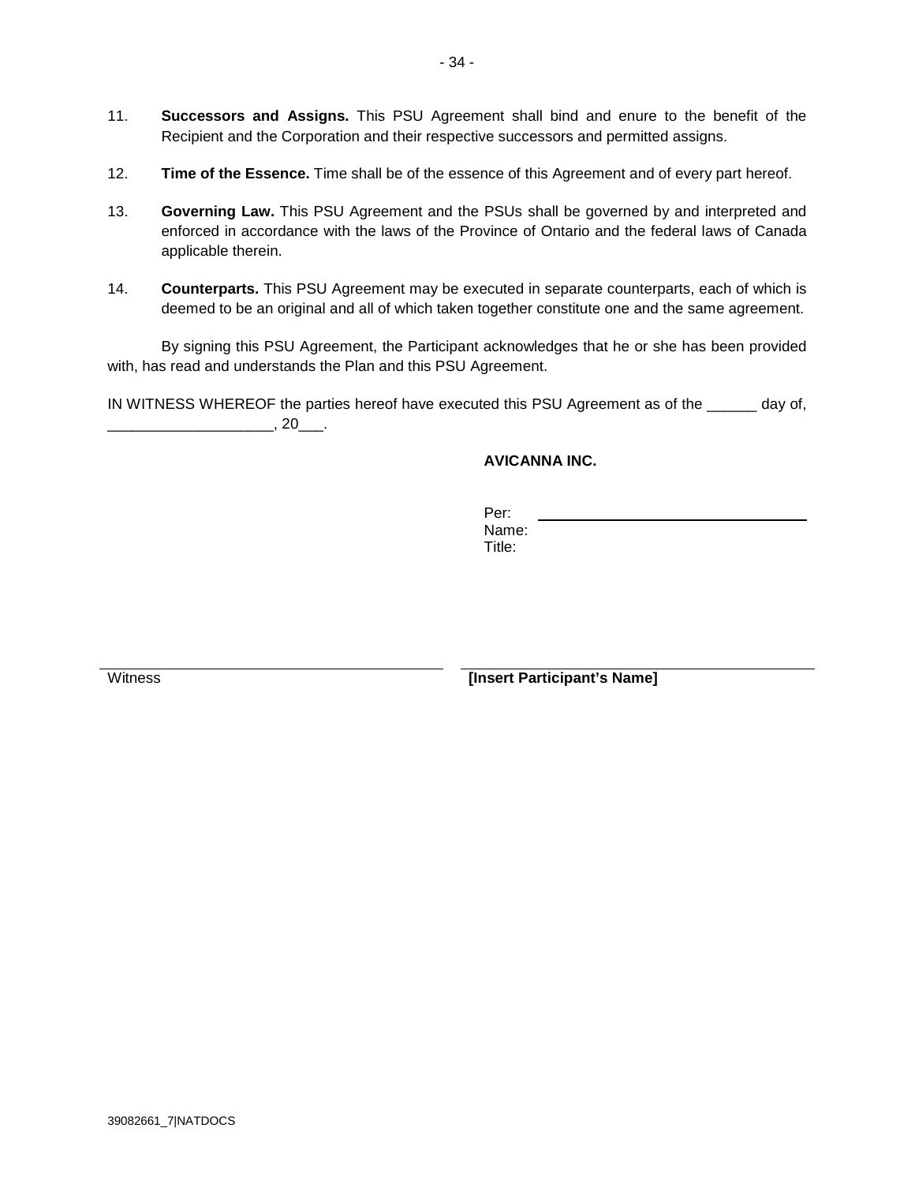11. **Successors and Assigns.** This PSU Agreement shall bind and enure to the benefit of the Recipient and the Corporation and their respective successors and permitted assigns.

12. **Time of the Essence.** Time shall be of the essence of this Agreement and of every part hereof.

13. **Governing Law.** This PSU Agreement and the PSUs shall be governed by and interpreted and enforced in accordance with the laws of the Province of Ontario and the federal laws of Canada applicable therein.

14. **Counterparts.** This PSU Agreement may be executed in separate counterparts, each of which is deemed to be an original and all of which taken together constitute one and the same agreement.

By signing this PSU Agreement, the Participant acknowledges that he or she has been provided with, has read and understands the Plan and this PSU Agreement.

IN WITNESS WHEREOF the parties hereof have executed this PSU Agreement as of the ______ day of, ____________________, 20___.

**AVICANNA INC.**

Per: ________________________________
Name:
Title:

________________________________
Witness

________________________________
**[Insert Participant's Name]**

39082661_7|NATDOCS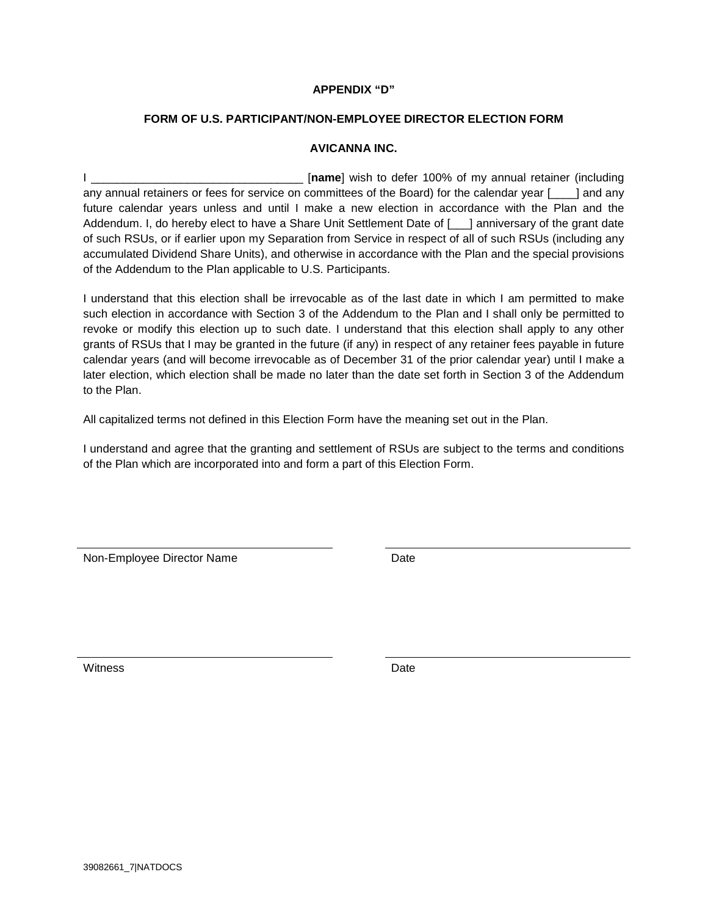**APPENDIX "D"**

**FORM OF U.S. PARTICIPANT/NON-EMPLOYEE DIRECTOR ELECTION FORM**

**AVICANNA INC.**

I _________________________________ [**name**] wish to defer 100% of my annual retainer (including any annual retainers or fees for service on committees of the Board) for the calendar year [____] and any future calendar years unless and until I make a new election in accordance with the Plan and the Addendum. I, do hereby elect to have a Share Unit Settlement Date of [___] anniversary of the grant date of such RSUs, or if earlier upon my Separation from Service in respect of all of such RSUs (including any accumulated Dividend Share Units), and otherwise in accordance with the Plan and the special provisions of the Addendum to the Plan applicable to U.S. Participants.

I understand that this election shall be irrevocable as of the last date in which I am permitted to make such election in accordance with Section 3 of the Addendum to the Plan and I shall only be permitted to revoke or modify this election up to such date. I understand that this election shall apply to any other grants of RSUs that I may be granted in the future (if any) in respect of any retainer fees payable in future calendar years (and will become irrevocable as of December 31 of the prior calendar year) until I make a later election, which election shall be made no later than the date set forth in Section 3 of the Addendum to the Plan.

All capitalized terms not defined in this Election Form have the meaning set out in the Plan.

I understand and agree that the granting and settlement of RSUs are subject to the terms and conditions of the Plan which are incorporated into and form a part of this Election Form.

| | |
|---|---|
| _________________________________ | _________________________________ |
| Non-Employee Director Name | Date |
| _________________________________ | _________________________________ |
| Witness | Date |

39082661_7|NATDOCS